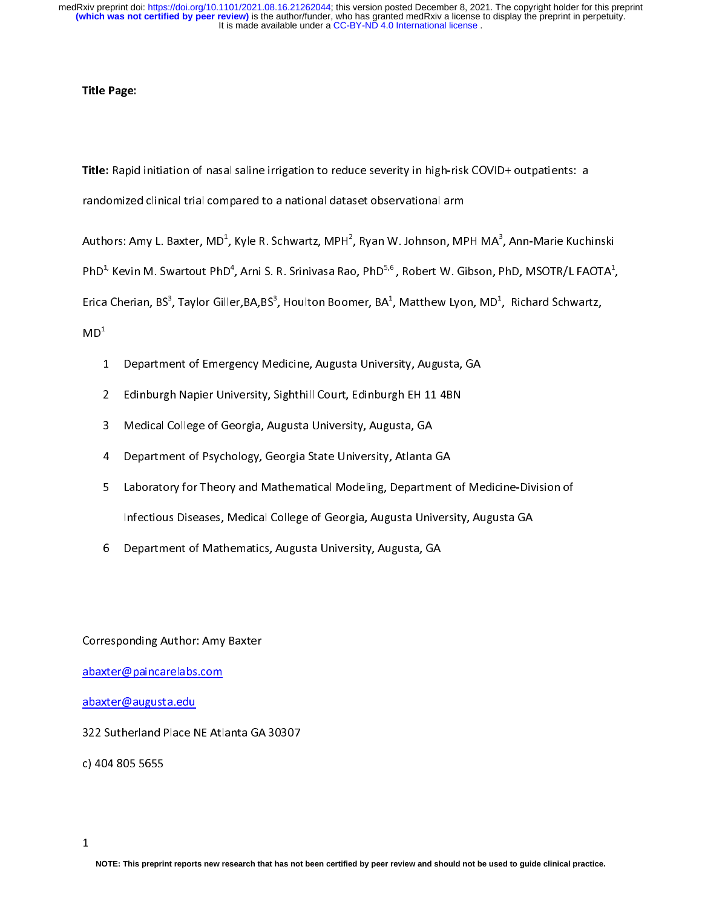**Title Page:**

**Title**: Rapid initiation of nasal saline irrigation to reduce severity in high-risk COVID+ outpatients: a randomized clinical trial compared to a national dataset observational arm

Authors: Amy L. Baxter, MD[1], Kyle R. Schwartz, MPH[2], Ryan W. Johnson, MPH MA[3], Ann-Marie Kuchinski PhD[1,] Kevin M. Swartout PhD[4], Arni S. R. Srinivasa Rao, PhD[5,6], Robert W. Gibson, PhD, MSOTR/L FAOTA[1], Erica Cherian, BS[3], Taylor Giller,BA,BS[3], Houlton Boomer, BA[1], Matthew Lyon, MD[1], Richard Schwartz, MD[1]

1. Department of Emergency Medicine, Augusta University, Augusta, GA
2. Edinburgh Napier University, Sighthill Court, Edinburgh EH 11 4BN
3. Medical College of Georgia, Augusta University, Augusta, GA
4. Department of Psychology, Georgia State University, Atlanta GA
5. Laboratory for Theory and Mathematical Modeling, Department of Medicine-Division of Infectious Diseases, Medical College of Georgia, Augusta University, Augusta GA
6. Department of Mathematics, Augusta University, Augusta, GA

Corresponding Author: Amy Baxter

abaxter@paincarelabs.com

abaxter@augusta.edu

322 Sutherland Place NE Atlanta GA 30307

c) 404 805 5655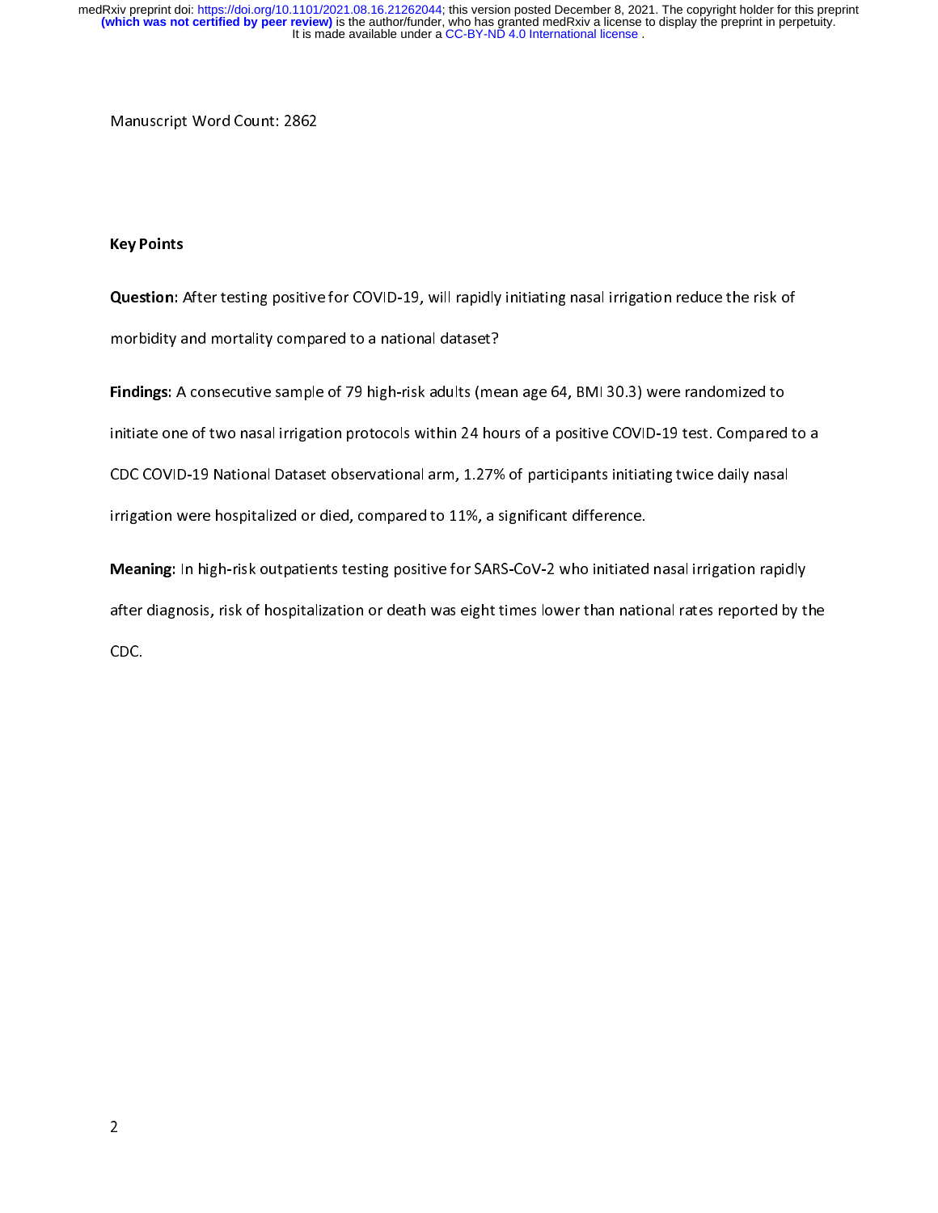Manuscript Word Count: 2862

**Key Points**

**Question**: After testing positive for COVID-19, will rapidly initiating nasal irrigation reduce the risk of morbidity and mortality compared to a national dataset?

**Findings**: A consecutive sample of 79 high-risk adults (mean age 64, BMI 30.3) were randomized to initiate one of two nasal irrigation protocols within 24 hours of a positive COVID-19 test. Compared to a CDC COVID-19 National Dataset observational arm, 1.27% of participants initiating twice daily nasal irrigation were hospitalized or died, compared to 11%, a significant difference.

**Meaning**: In high-risk outpatients testing positive for SARS-CoV-2 who initiated nasal irrigation rapidly after diagnosis, risk of hospitalization or death was eight times lower than national rates reported by the CDC.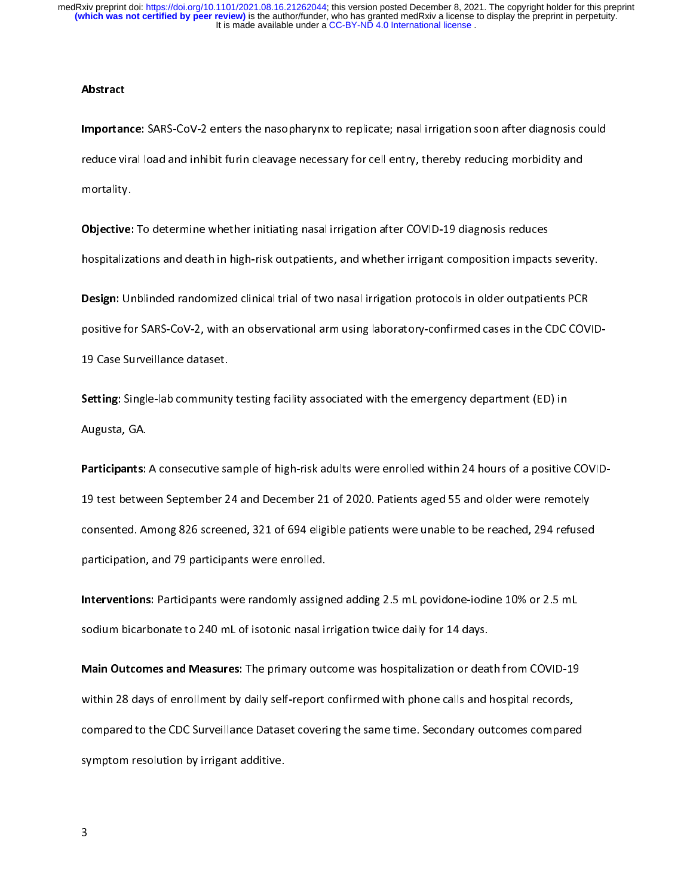## Abstract

**Importance:** SARS-CoV-2 enters the nasopharynx to replicate; nasal irrigation soon after diagnosis could reduce viral load and inhibit furin cleavage necessary for cell entry, thereby reducing morbidity and mortality.

**Objective:** To determine whether initiating nasal irrigation after COVID-19 diagnosis reduces hospitalizations and death in high-risk outpatients, and whether irrigant composition impacts severity.

**Design:** Unblinded randomized clinical trial of two nasal irrigation protocols in older outpatients PCR positive for SARS-CoV-2, with an observational arm using laboratory-confirmed cases in the CDC COVID-19 Case Surveillance dataset.

**Setting:** Single-lab community testing facility associated with the emergency department (ED) in Augusta, GA.

**Participants:** A consecutive sample of high-risk adults were enrolled within 24 hours of a positive COVID-19 test between September 24 and December 21 of 2020. Patients aged 55 and older were remotely consented. Among 826 screened, 321 of 694 eligible patients were unable to be reached, 294 refused participation, and 79 participants were enrolled.

**Interventions:** Participants were randomly assigned adding 2.5 mL povidone-iodine 10% or 2.5 mL sodium bicarbonate to 240 mL of isotonic nasal irrigation twice daily for 14 days.

**Main Outcomes and Measures:** The primary outcome was hospitalization or death from COVID-19 within 28 days of enrollment by daily self-report confirmed with phone calls and hospital records, compared to the CDC Surveillance Dataset covering the same time. Secondary outcomes compared symptom resolution by irrigant additive.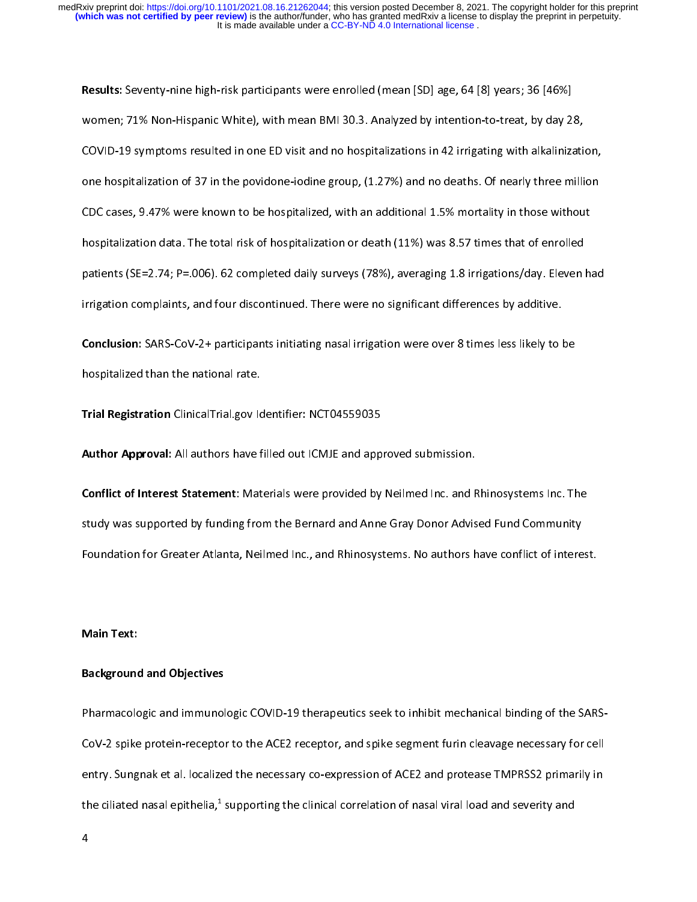**Results:** Seventy-nine high-risk participants were enrolled (mean [SD] age, 64 [8] years; 36 [46%] women; 71% Non-Hispanic White), with mean BMI 30.3. Analyzed by intention-to-treat, by day 28, COVID-19 symptoms resulted in one ED visit and no hospitalizations in 42 irrigating with alkalinization, one hospitalization of 37 in the povidone-iodine group, (1.27%) and no deaths. Of nearly three million CDC cases, 9.47% were known to be hospitalized, with an additional 1.5% mortality in those without hospitalization data. The total risk of hospitalization or death (11%) was 8.57 times that of enrolled patients (SE=2.74; P=.006). 62 completed daily surveys (78%), averaging 1.8 irrigations/day. Eleven had irrigation complaints, and four discontinued. There were no significant differences by additive.

**Conclusion**: SARS-CoV-2+ participants initiating nasal irrigation were over 8 times less likely to be hospitalized than the national rate.

**Trial Registration** ClinicalTrial.gov Identifier: NCT04559035

**Author Approval**: All authors have filled out ICMJE and approved submission.

**Conflict of Interest Statement**: Materials were provided by Neilmed Inc. and Rhinosystems Inc. The study was supported by funding from the Bernard and Anne Gray Donor Advised Fund Community Foundation for Greater Atlanta, Neilmed Inc., and Rhinosystems. No authors have conflict of interest.

**Main Text:**

## Background and Objectives

Pharmacologic and immunologic COVID-19 therapeutics seek to inhibit mechanical binding of the SARS-CoV-2 spike protein-receptor to the ACE2 receptor, and spike segment furin cleavage necessary for cell entry. Sungnak et al. localized the necessary co-expression of ACE2 and protease TMPRSS2 primarily in the ciliated nasal epithelia,[1] supporting the clinical correlation of nasal viral load and severity and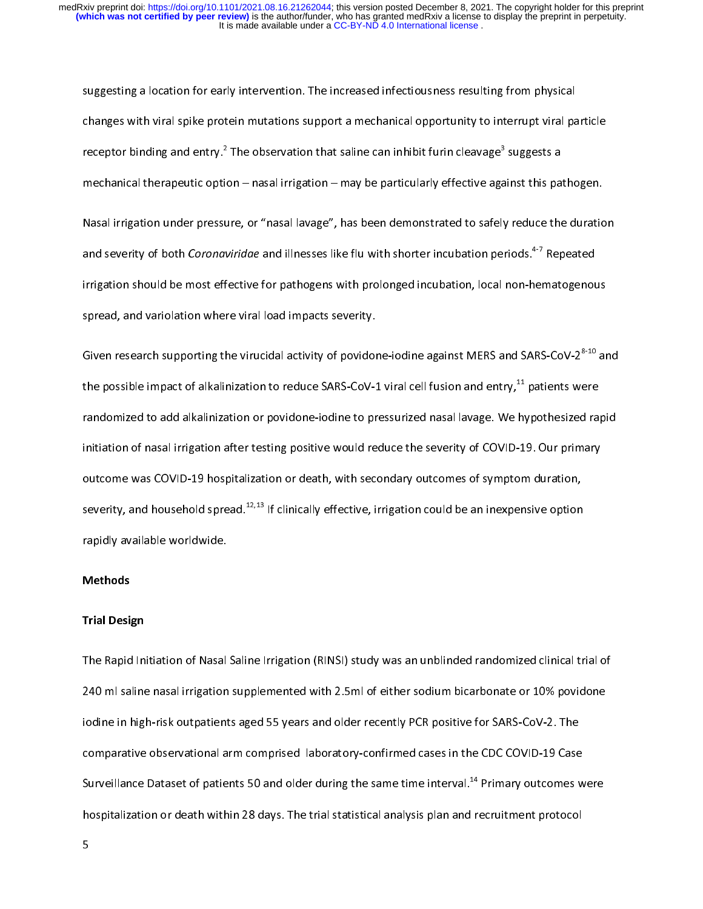suggesting a location for early intervention. The increased infectiousness resulting from physical changes with viral spike protein mutations support a mechanical opportunity to interrupt viral particle receptor binding and entry.[2] The observation that saline can inhibit furin cleavage[3] suggests a mechanical therapeutic option – nasal irrigation – may be particularly effective against this pathogen.

Nasal irrigation under pressure, or "nasal lavage", has been demonstrated to safely reduce the duration and severity of both *Coronaviridae* and illnesses like flu with shorter incubation periods.[4-7] Repeated irrigation should be most effective for pathogens with prolonged incubation, local non-hematogenous spread, and variolation where viral load impacts severity.

Given research supporting the virucidal activity of povidone-iodine against MERS and SARS-CoV-2[8-10] and the possible impact of alkalinization to reduce SARS-CoV-1 viral cell fusion and entry,[11] patients were randomized to add alkalinization or povidone-iodine to pressurized nasal lavage. We hypothesized rapid initiation of nasal irrigation after testing positive would reduce the severity of COVID-19. Our primary outcome was COVID-19 hospitalization or death, with secondary outcomes of symptom duration, severity, and household spread.[12,13] If clinically effective, irrigation could be an inexpensive option rapidly available worldwide.

## Methods

### Trial Design

The Rapid Initiation of Nasal Saline Irrigation (RINSI) study was an unblinded randomized clinical trial of 240 ml saline nasal irrigation supplemented with 2.5ml of either sodium bicarbonate or 10% povidone iodine in high-risk outpatients aged 55 years and older recently PCR positive for SARS-CoV-2. The comparative observational arm comprised laboratory-confirmed cases in the CDC COVID-19 Case Surveillance Dataset of patients 50 and older during the same time interval.[14] Primary outcomes were hospitalization or death within 28 days. The trial statistical analysis plan and recruitment protocol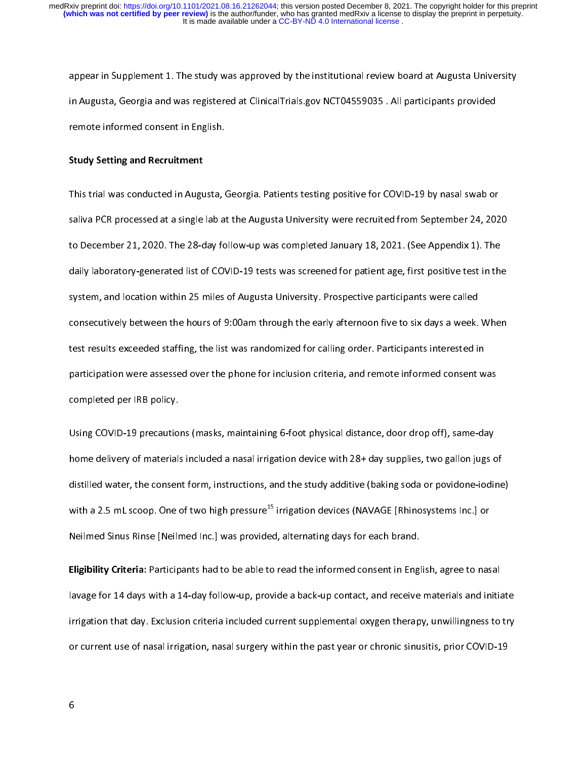appear in Supplement 1. The study was approved by the institutional review board at Augusta University in Augusta, Georgia and was registered at ClinicalTrials.gov NCT04559035 . All participants provided remote informed consent in English.

**Study Setting and Recruitment**

This trial was conducted in Augusta, Georgia. Patients testing positive for COVID-19 by nasal swab or saliva PCR processed at a single lab at the Augusta University were recruited from September 24, 2020 to December 21, 2020. The 28-day follow-up was completed January 18, 2021. (See Appendix 1). The daily laboratory-generated list of COVID-19 tests was screened for patient age, first positive test in the system, and location within 25 miles of Augusta University. Prospective participants were called consecutively between the hours of 9:00am through the early afternoon five to six days a week. When test results exceeded staffing, the list was randomized for calling order. Participants interested in participation were assessed over the phone for inclusion criteria, and remote informed consent was completed per IRB policy.

Using COVID-19 precautions (masks, maintaining 6-foot physical distance, door drop off), same-day home delivery of materials included a nasal irrigation device with 28+ day supplies, two gallon jugs of distilled water, the consent form, instructions, and the study additive (baking soda or povidone-iodine) with a 2.5 mL scoop. One of two high pressure[15] irrigation devices (NAVAGE [Rhinosystems Inc.] or Neilmed Sinus Rinse [Neilmed Inc.] was provided, alternating days for each brand.

**Eligibility Criteria**: Participants had to be able to read the informed consent in English, agree to nasal lavage for 14 days with a 14-day follow-up, provide a back-up contact, and receive materials and initiate irrigation that day. Exclusion criteria included current supplemental oxygen therapy, unwillingness to try or current use of nasal irrigation, nasal surgery within the past year or chronic sinusitis, prior COVID-19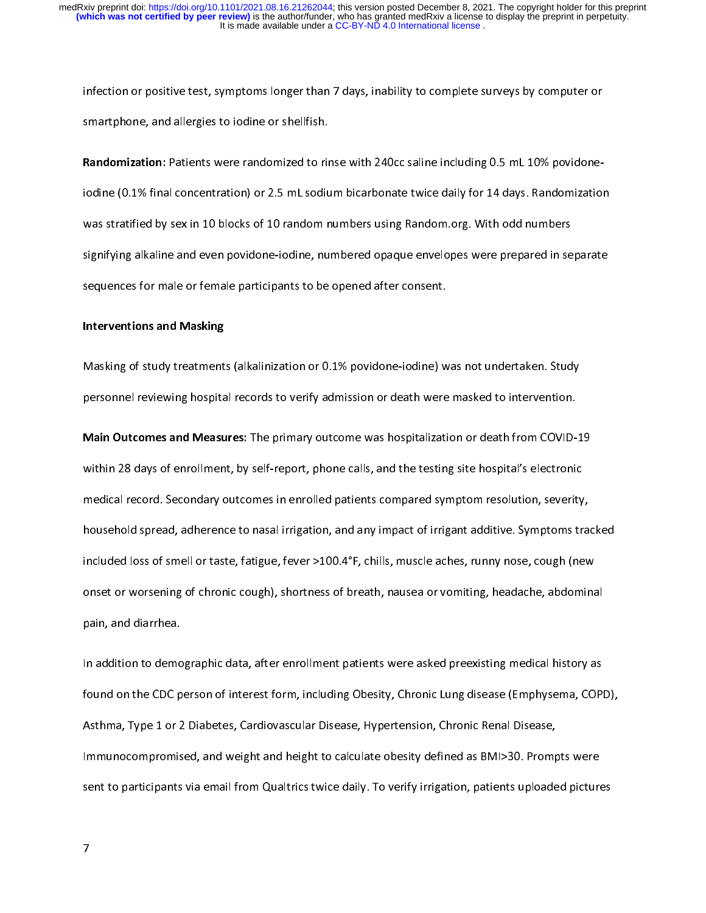infection or positive test, symptoms longer than 7 days, inability to complete surveys by computer or smartphone, and allergies to iodine or shellfish.

**Randomization:** Patients were randomized to rinse with 240cc saline including 0.5 mL 10% povidone-iodine (0.1% final concentration) or 2.5 mL sodium bicarbonate twice daily for 14 days. Randomization was stratified by sex in 10 blocks of 10 random numbers using Random.org. With odd numbers signifying alkaline and even povidone-iodine, numbered opaque envelopes were prepared in separate sequences for male or female participants to be opened after consent.

**Interventions and Masking**

Masking of study treatments (alkalinization or 0.1% povidone-iodine) was not undertaken. Study personnel reviewing hospital records to verify admission or death were masked to intervention.

**Main Outcomes and Measures:** The primary outcome was hospitalization or death from COVID-19 within 28 days of enrollment, by self-report, phone calls, and the testing site hospital's electronic medical record. Secondary outcomes in enrolled patients compared symptom resolution, severity, household spread, adherence to nasal irrigation, and any impact of irrigant additive. Symptoms tracked included loss of smell or taste, fatigue, fever >100.4°F, chills, muscle aches, runny nose, cough (new onset or worsening of chronic cough), shortness of breath, nausea or vomiting, headache, abdominal pain, and diarrhea.

In addition to demographic data, after enrollment patients were asked preexisting medical history as found on the CDC person of interest form, including Obesity, Chronic Lung disease (Emphysema, COPD), Asthma, Type 1 or 2 Diabetes, Cardiovascular Disease, Hypertension, Chronic Renal Disease, Immunocompromised, and weight and height to calculate obesity defined as BMI>30. Prompts were sent to participants via email from Qualtrics twice daily. To verify irrigation, patients uploaded pictures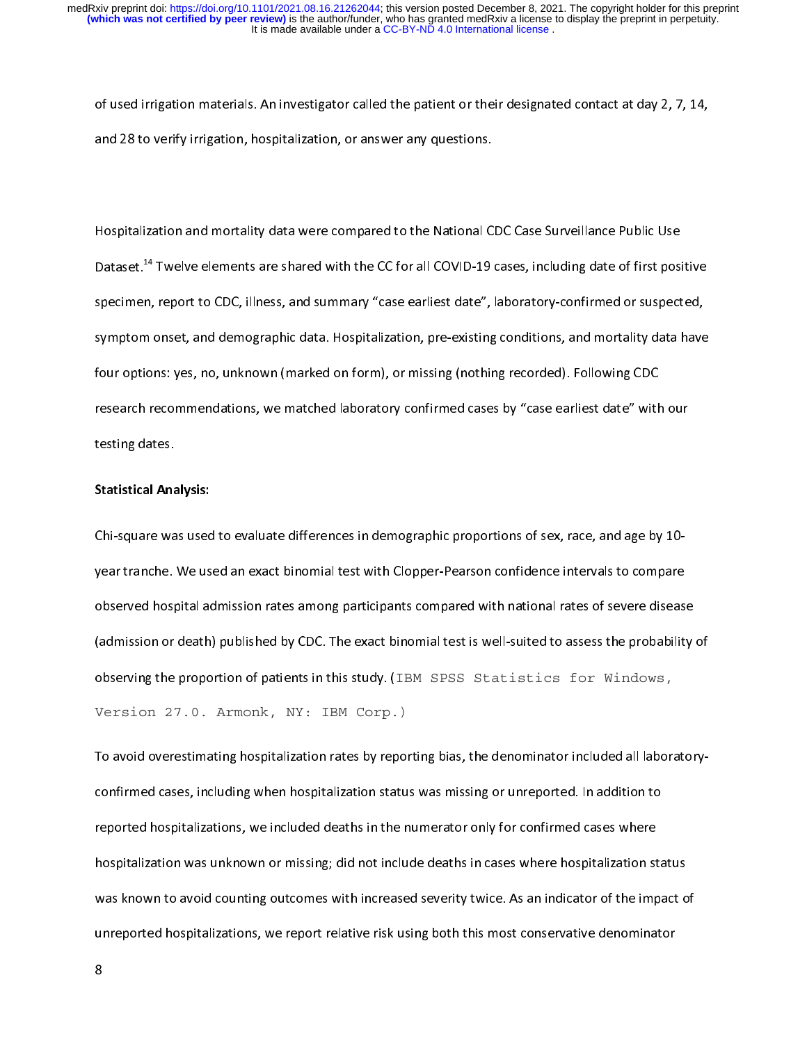of used irrigation materials. An investigator called the patient or their designated contact at day 2, 7, 14, and 28 to verify irrigation, hospitalization, or answer any questions.

Hospitalization and mortality data were compared to the National CDC Case Surveillance Public Use Dataset.[14] Twelve elements are shared with the CC for all COVID-19 cases, including date of first positive specimen, report to CDC, illness, and summary "case earliest date", laboratory-confirmed or suspected, symptom onset, and demographic data. Hospitalization, pre-existing conditions, and mortality data have four options: yes, no, unknown (marked on form), or missing (nothing recorded). Following CDC research recommendations, we matched laboratory confirmed cases by "case earliest date" with our testing dates.

**Statistical Analysis:**

Chi-square was used to evaluate differences in demographic proportions of sex, race, and age by 10-year tranche. We used an exact binomial test with Clopper-Pearson confidence intervals to compare observed hospital admission rates among participants compared with national rates of severe disease (admission or death) published by CDC. The exact binomial test is well-suited to assess the probability of observing the proportion of patients in this study. (IBM SPSS Statistics for Windows, Version 27.0. Armonk, NY: IBM Corp.)

To avoid overestimating hospitalization rates by reporting bias, the denominator included all laboratory-confirmed cases, including when hospitalization status was missing or unreported. In addition to reported hospitalizations, we included deaths in the numerator only for confirmed cases where hospitalization was unknown or missing; did not include deaths in cases where hospitalization status was known to avoid counting outcomes with increased severity twice. As an indicator of the impact of unreported hospitalizations, we report relative risk using both this most conservative denominator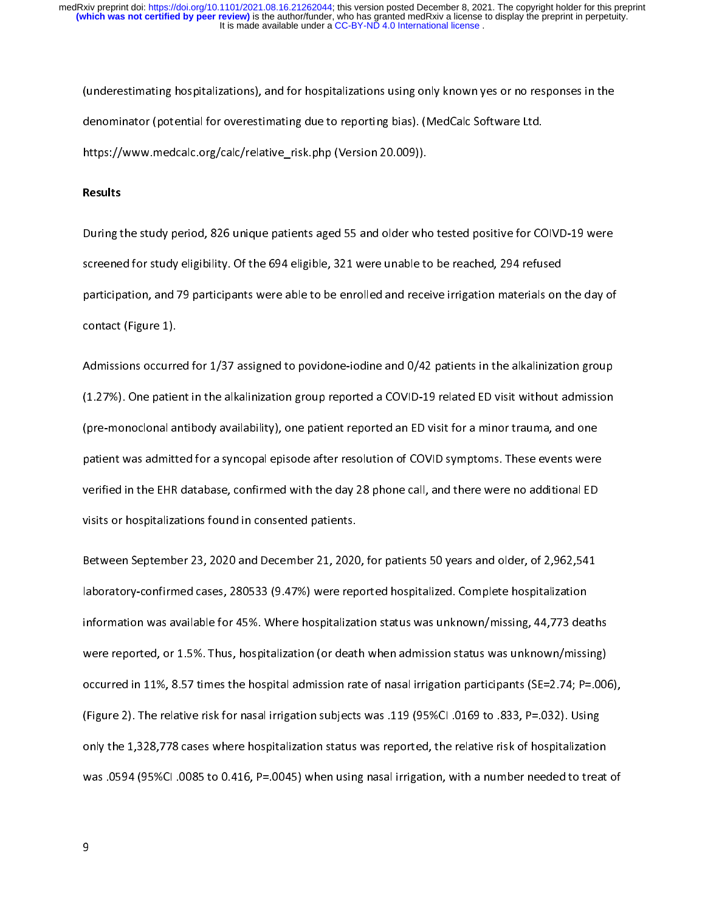(underestimating hospitalizations), and for hospitalizations using only known yes or no responses in the denominator (potential for overestimating due to reporting bias). (MedCalc Software Ltd. https://www.medcalc.org/calc/relative_risk.php (Version 20.009)).

## Results

During the study period, 826 unique patients aged 55 and older who tested positive for COIVD-19 were screened for study eligibility. Of the 694 eligible, 321 were unable to be reached, 294 refused participation, and 79 participants were able to be enrolled and receive irrigation materials on the day of contact (Figure 1).

Admissions occurred for 1/37 assigned to povidone-iodine and 0/42 patients in the alkalinization group (1.27%). One patient in the alkalinization group reported a COVID-19 related ED visit without admission (pre-monoclonal antibody availability), one patient reported an ED visit for a minor trauma, and one patient was admitted for a syncopal episode after resolution of COVID symptoms. These events were verified in the EHR database, confirmed with the day 28 phone call, and there were no additional ED visits or hospitalizations found in consented patients.

Between September 23, 2020 and December 21, 2020, for patients 50 years and older, of 2,962,541 laboratory-confirmed cases, 280533 (9.47%) were reported hospitalized. Complete hospitalization information was available for 45%. Where hospitalization status was unknown/missing, 44,773 deaths were reported, or 1.5%. Thus, hospitalization (or death when admission status was unknown/missing) occurred in 11%, 8.57 times the hospital admission rate of nasal irrigation participants (SE=2.74; P=.006), (Figure 2). The relative risk for nasal irrigation subjects was .119 (95%CI .0169 to .833, P=.032). Using only the 1,328,778 cases where hospitalization status was reported, the relative risk of hospitalization was .0594 (95%CI .0085 to 0.416, P=.0045) when using nasal irrigation, with a number needed to treat of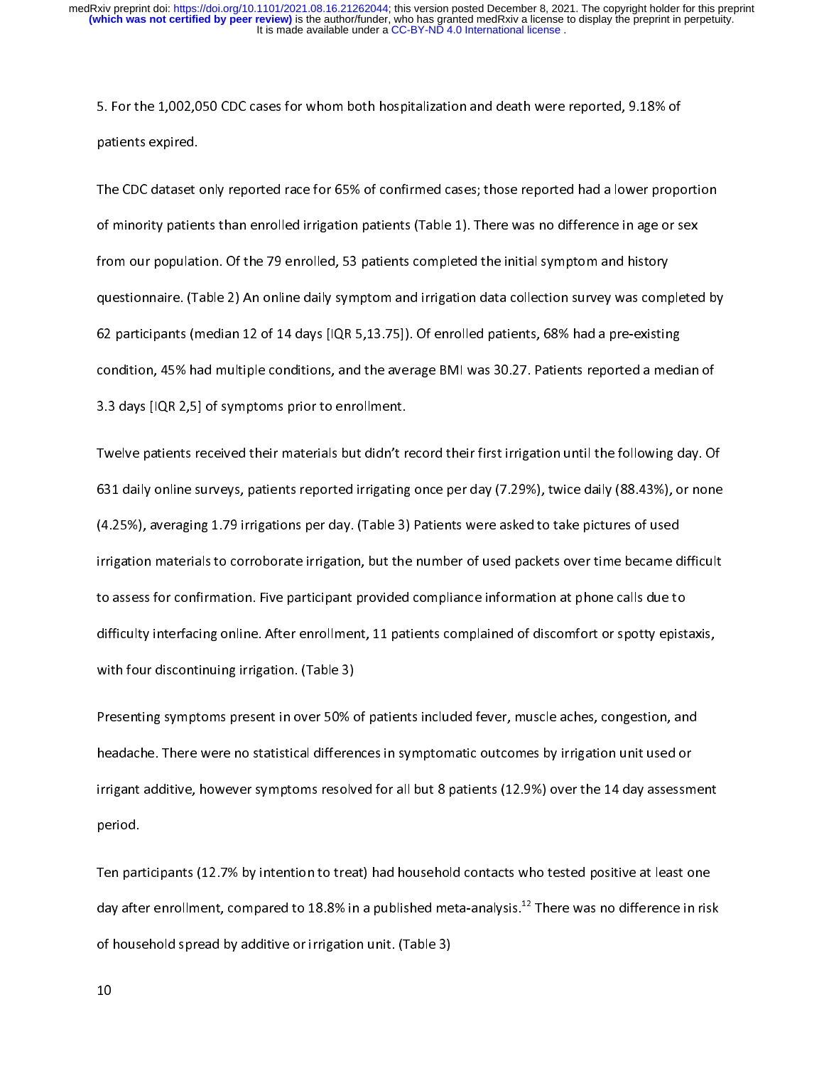5. For the 1,002,050 CDC cases for whom both hospitalization and death were reported, 9.18% of patients expired.

The CDC dataset only reported race for 65% of confirmed cases; those reported had a lower proportion of minority patients than enrolled irrigation patients (Table 1). There was no difference in age or sex from our population. Of the 79 enrolled, 53 patients completed the initial symptom and history questionnaire. (Table 2) An online daily symptom and irrigation data collection survey was completed by 62 participants (median 12 of 14 days [IQR 5,13.75]). Of enrolled patients, 68% had a pre-existing condition, 45% had multiple conditions, and the average BMI was 30.27. Patients reported a median of 3.3 days [IQR 2,5] of symptoms prior to enrollment.

Twelve patients received their materials but didn't record their first irrigation until the following day. Of 631 daily online surveys, patients reported irrigating once per day (7.29%), twice daily (88.43%), or none (4.25%), averaging 1.79 irrigations per day. (Table 3) Patients were asked to take pictures of used irrigation materials to corroborate irrigation, but the number of used packets over time became difficult to assess for confirmation. Five participant provided compliance information at phone calls due to difficulty interfacing online. After enrollment, 11 patients complained of discomfort or spotty epistaxis, with four discontinuing irrigation. (Table 3)

Presenting symptoms present in over 50% of patients included fever, muscle aches, congestion, and headache. There were no statistical differences in symptomatic outcomes by irrigation unit used or irrigant additive, however symptoms resolved for all but 8 patients (12.9%) over the 14 day assessment period.

Ten participants (12.7% by intention to treat) had household contacts who tested positive at least one day after enrollment, compared to 18.8% in a published meta-analysis.[12] There was no difference in risk of household spread by additive or irrigation unit. (Table 3)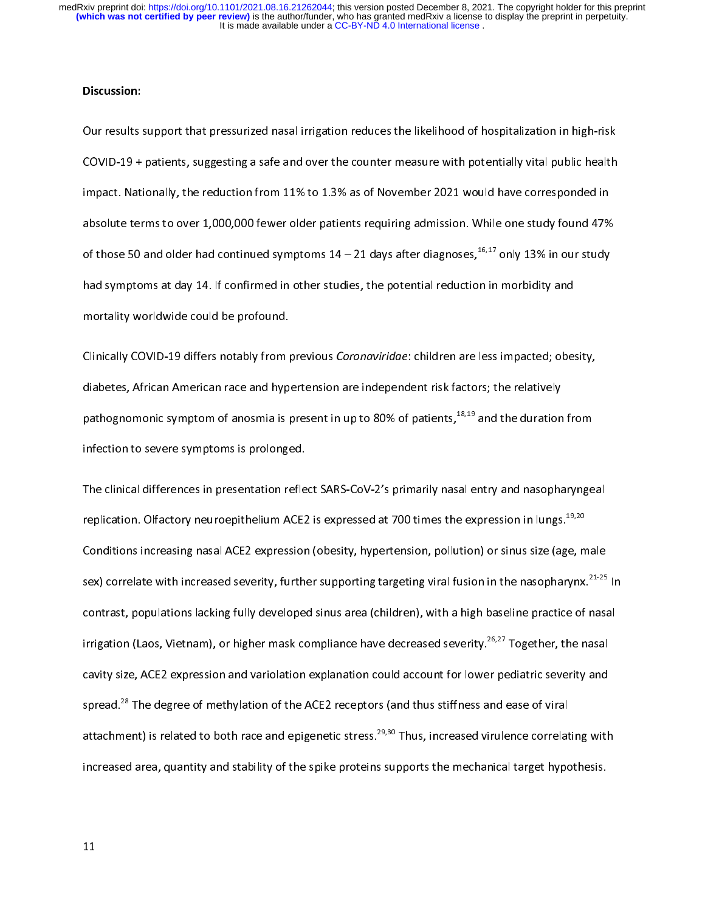**Discussion:**

Our results support that pressurized nasal irrigation reduces the likelihood of hospitalization in high-risk COVID-19 + patients, suggesting a safe and over the counter measure with potentially vital public health impact. Nationally, the reduction from 11% to 1.3% as of November 2021 would have corresponded in absolute terms to over 1,000,000 fewer older patients requiring admission. While one study found 47% of those 50 and older had continued symptoms 14 – 21 days after diagnoses,[16,17] only 13% in our study had symptoms at day 14. If confirmed in other studies, the potential reduction in morbidity and mortality worldwide could be profound.

Clinically COVID-19 differs notably from previous *Coronaviridae*: children are less impacted; obesity, diabetes, African American race and hypertension are independent risk factors; the relatively pathognomonic symptom of anosmia is present in up to 80% of patients,[18,19] and the duration from infection to severe symptoms is prolonged.

The clinical differences in presentation reflect SARS-CoV-2's primarily nasal entry and nasopharyngeal replication. Olfactory neuroepithelium ACE2 is expressed at 700 times the expression in lungs.[19,20] Conditions increasing nasal ACE2 expression (obesity, hypertension, pollution) or sinus size (age, male sex) correlate with increased severity, further supporting targeting viral fusion in the nasopharynx.[21-25] In contrast, populations lacking fully developed sinus area (children), with a high baseline practice of nasal irrigation (Laos, Vietnam), or higher mask compliance have decreased severity.[26,27] Together, the nasal cavity size, ACE2 expression and variolation explanation could account for lower pediatric severity and spread.[28] The degree of methylation of the ACE2 receptors (and thus stiffness and ease of viral attachment) is related to both race and epigenetic stress.[29,30] Thus, increased virulence correlating with increased area, quantity and stability of the spike proteins supports the mechanical target hypothesis.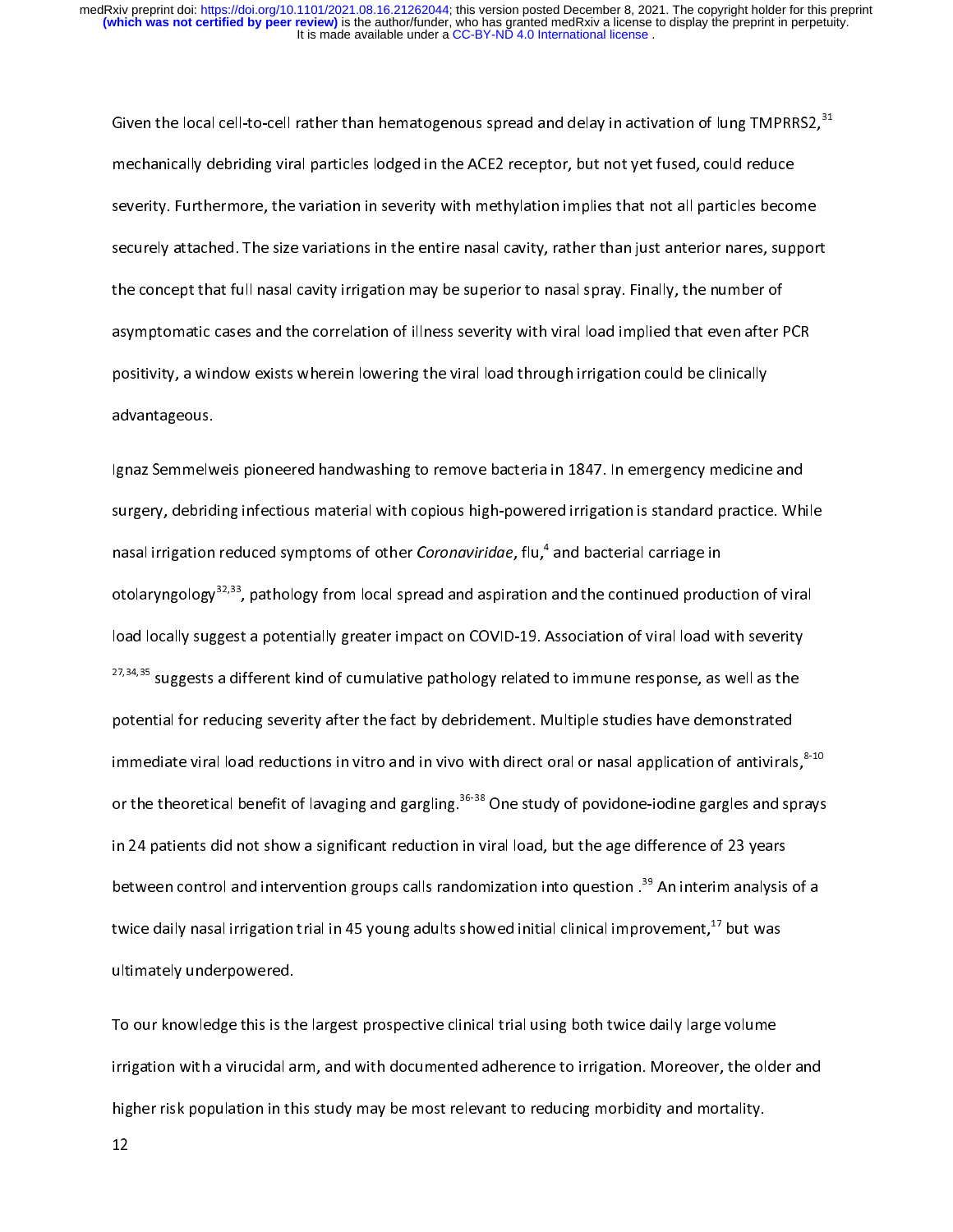Given the local cell-to-cell rather than hematogenous spread and delay in activation of lung TMPRRS2,[31] mechanically debriding viral particles lodged in the ACE2 receptor, but not yet fused, could reduce severity. Furthermore, the variation in severity with methylation implies that not all particles become securely attached. The size variations in the entire nasal cavity, rather than just anterior nares, support the concept that full nasal cavity irrigation may be superior to nasal spray. Finally, the number of asymptomatic cases and the correlation of illness severity with viral load implied that even after PCR positivity, a window exists wherein lowering the viral load through irrigation could be clinically advantageous.

Ignaz Semmelweis pioneered handwashing to remove bacteria in 1847. In emergency medicine and surgery, debriding infectious material with copious high-powered irrigation is standard practice. While nasal irrigation reduced symptoms of other *Coronaviridae*, flu,[4] and bacterial carriage in otolaryngology[32,33], pathology from local spread and aspiration and the continued production of viral load locally suggest a potentially greater impact on COVID-19. Association of viral load with severity [27,34,35] suggests a different kind of cumulative pathology related to immune response, as well as the potential for reducing severity after the fact by debridement. Multiple studies have demonstrated immediate viral load reductions in vitro and in vivo with direct oral or nasal application of antivirals,[8-10] or the theoretical benefit of lavaging and gargling.[36-38] One study of povidone-iodine gargles and sprays in 24 patients did not show a significant reduction in viral load, but the age difference of 23 years between control and intervention groups calls randomization into question .[39] An interim analysis of a twice daily nasal irrigation trial in 45 young adults showed initial clinical improvement,[17] but was ultimately underpowered.

To our knowledge this is the largest prospective clinical trial using both twice daily large volume irrigation with a virucidal arm, and with documented adherence to irrigation. Moreover, the older and higher risk population in this study may be most relevant to reducing morbidity and mortality.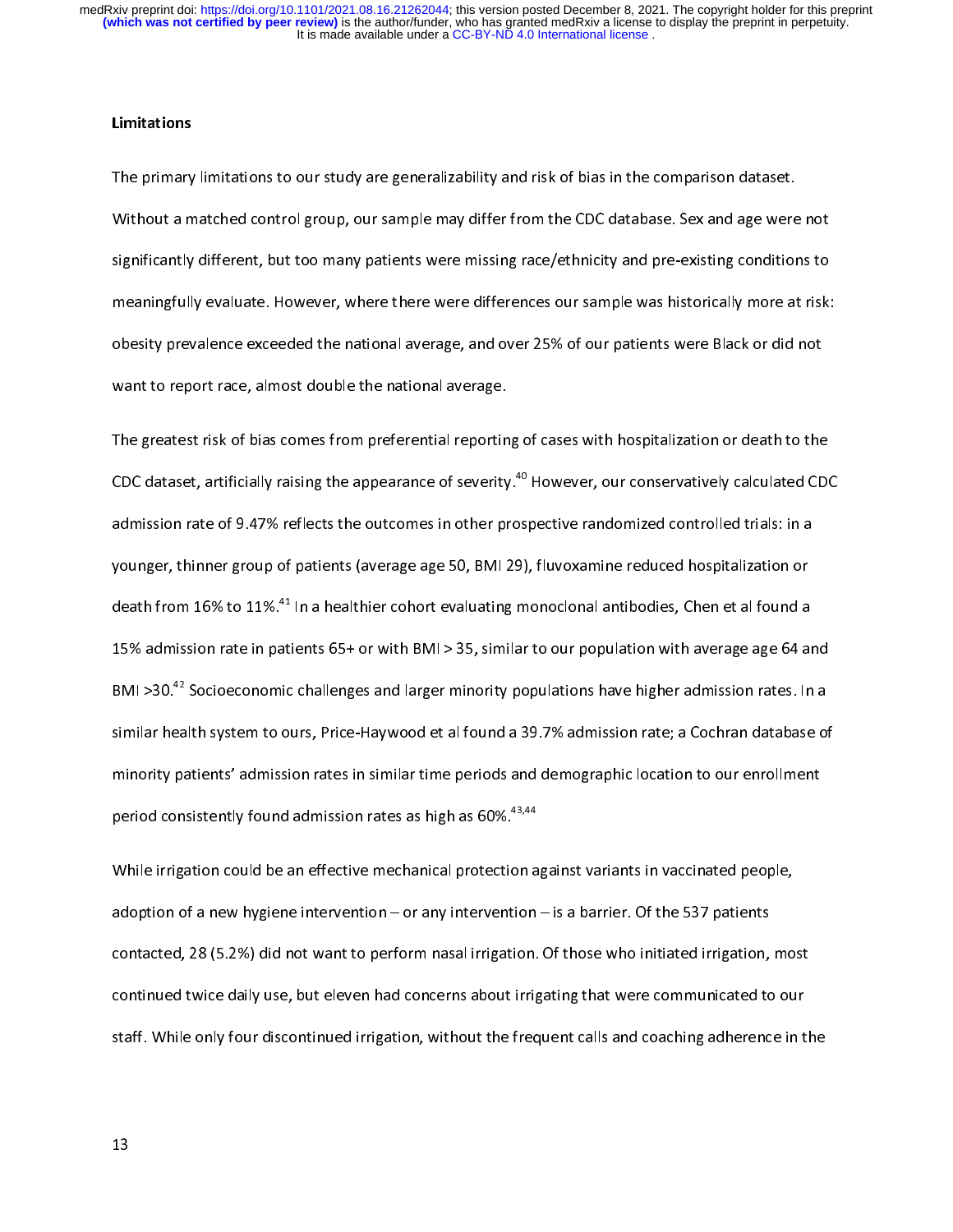## Limitations

The primary limitations to our study are generalizability and risk of bias in the comparison dataset. Without a matched control group, our sample may differ from the CDC database. Sex and age were not significantly different, but too many patients were missing race/ethnicity and pre-existing conditions to meaningfully evaluate. However, where there were differences our sample was historically more at risk: obesity prevalence exceeded the national average, and over 25% of our patients were Black or did not want to report race, almost double the national average.

The greatest risk of bias comes from preferential reporting of cases with hospitalization or death to the CDC dataset, artificially raising the appearance of severity.[40] However, our conservatively calculated CDC admission rate of 9.47% reflects the outcomes in other prospective randomized controlled trials: in a younger, thinner group of patients (average age 50, BMI 29), fluvoxamine reduced hospitalization or death from 16% to 11%.[41] In a healthier cohort evaluating monoclonal antibodies, Chen et al found a 15% admission rate in patients 65+ or with BMI > 35, similar to our population with average age 64 and BMI >30.[42] Socioeconomic challenges and larger minority populations have higher admission rates. In a similar health system to ours, Price-Haywood et al found a 39.7% admission rate; a Cochran database of minority patients' admission rates in similar time periods and demographic location to our enrollment period consistently found admission rates as high as 60%.[43,44]

While irrigation could be an effective mechanical protection against variants in vaccinated people, adoption of a new hygiene intervention – or any intervention – is a barrier. Of the 537 patients contacted, 28 (5.2%) did not want to perform nasal irrigation. Of those who initiated irrigation, most continued twice daily use, but eleven had concerns about irrigating that were communicated to our staff. While only four discontinued irrigation, without the frequent calls and coaching adherence in the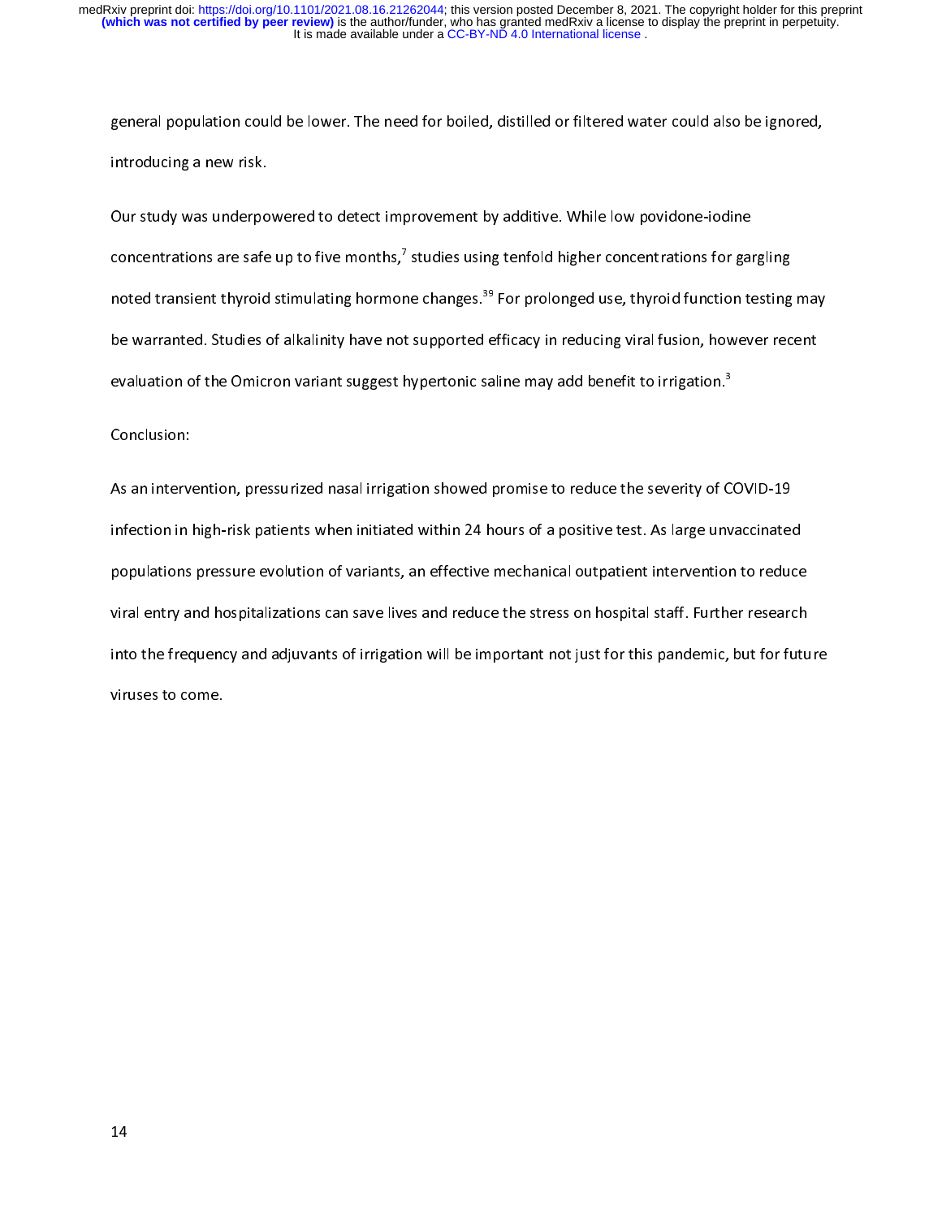general population could be lower. The need for boiled, distilled or filtered water could also be ignored, introducing a new risk.

Our study was underpowered to detect improvement by additive. While low povidone-iodine concentrations are safe up to five months,[7] studies using tenfold higher concentrations for gargling noted transient thyroid stimulating hormone changes.[39] For prolonged use, thyroid function testing may be warranted. Studies of alkalinity have not supported efficacy in reducing viral fusion, however recent evaluation of the Omicron variant suggest hypertonic saline may add benefit to irrigation.[3]

## Conclusion:

As an intervention, pressurized nasal irrigation showed promise to reduce the severity of COVID-19 infection in high-risk patients when initiated within 24 hours of a positive test. As large unvaccinated populations pressure evolution of variants, an effective mechanical outpatient intervention to reduce viral entry and hospitalizations can save lives and reduce the stress on hospital staff. Further research into the frequency and adjuvants of irrigation will be important not just for this pandemic, but for future viruses to come.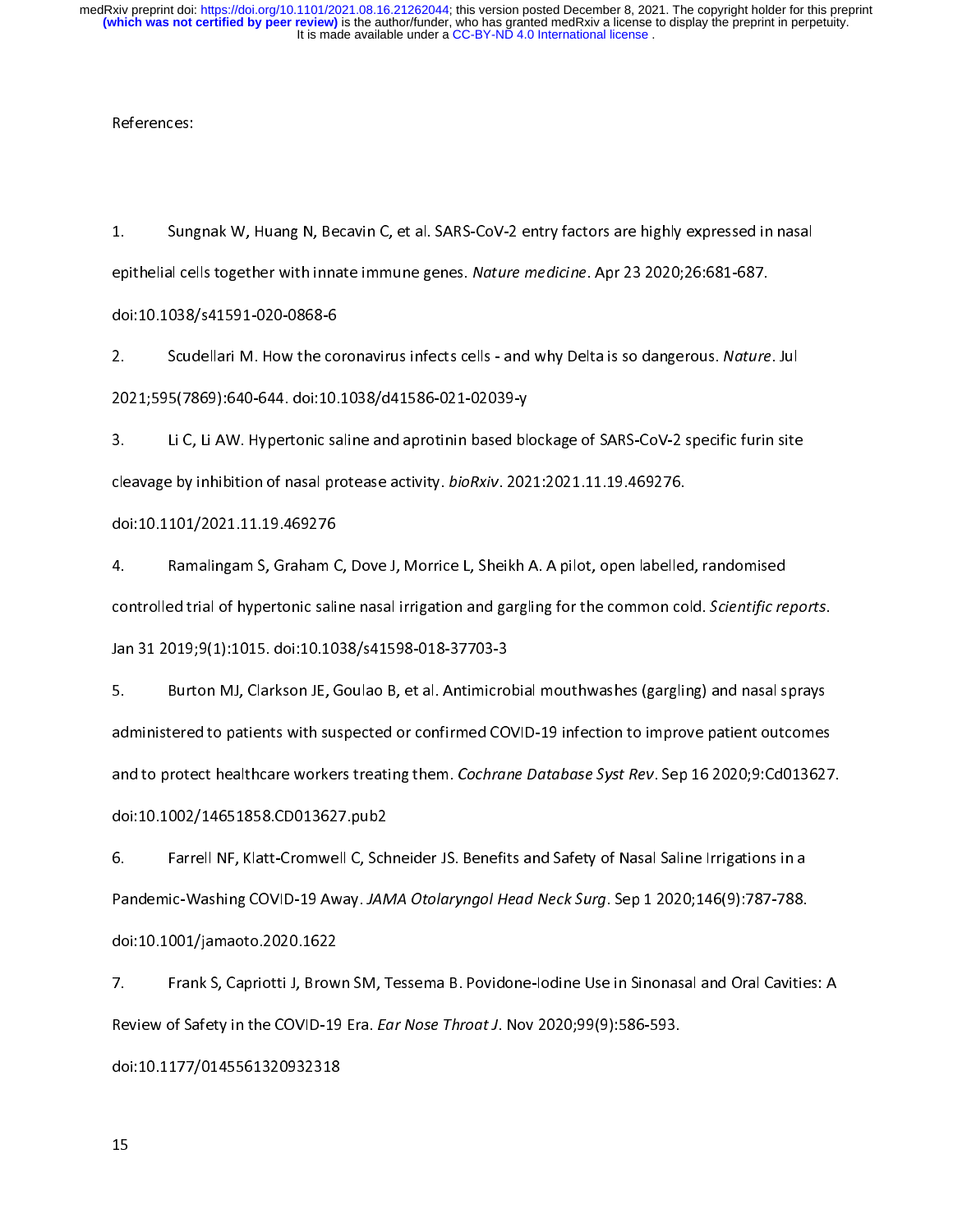References:

1. Sungnak W, Huang N, Becavin C, et al. SARS-CoV-2 entry factors are highly expressed in nasal epithelial cells together with innate immune genes. *Nature medicine*. Apr 23 2020;26:681-687. doi:10.1038/s41591-020-0868-6

2. Scudellari M. How the coronavirus infects cells - and why Delta is so dangerous. *Nature*. Jul 2021;595(7869):640-644. doi:10.1038/d41586-021-02039-y

3. Li C, Li AW. Hypertonic saline and aprotinin based blockage of SARS-CoV-2 specific furin site cleavage by inhibition of nasal protease activity. *bioRxiv*. 2021:2021.11.19.469276. doi:10.1101/2021.11.19.469276

4. Ramalingam S, Graham C, Dove J, Morrice L, Sheikh A. A pilot, open labelled, randomised controlled trial of hypertonic saline nasal irrigation and gargling for the common cold. *Scientific reports*. Jan 31 2019;9(1):1015. doi:10.1038/s41598-018-37703-3

5. Burton MJ, Clarkson JE, Goulao B, et al. Antimicrobial mouthwashes (gargling) and nasal sprays administered to patients with suspected or confirmed COVID-19 infection to improve patient outcomes and to protect healthcare workers treating them. *Cochrane Database Syst Rev*. Sep 16 2020;9:Cd013627. doi:10.1002/14651858.CD013627.pub2

6. Farrell NF, Klatt-Cromwell C, Schneider JS. Benefits and Safety of Nasal Saline Irrigations in a Pandemic-Washing COVID-19 Away. *JAMA Otolaryngol Head Neck Surg*. Sep 1 2020;146(9):787-788. doi:10.1001/jamaoto.2020.1622

7. Frank S, Capriotti J, Brown SM, Tessema B. Povidone-Iodine Use in Sinonasal and Oral Cavities: A Review of Safety in the COVID-19 Era. *Ear Nose Throat J*. Nov 2020;99(9):586-593. doi:10.1177/0145561320932318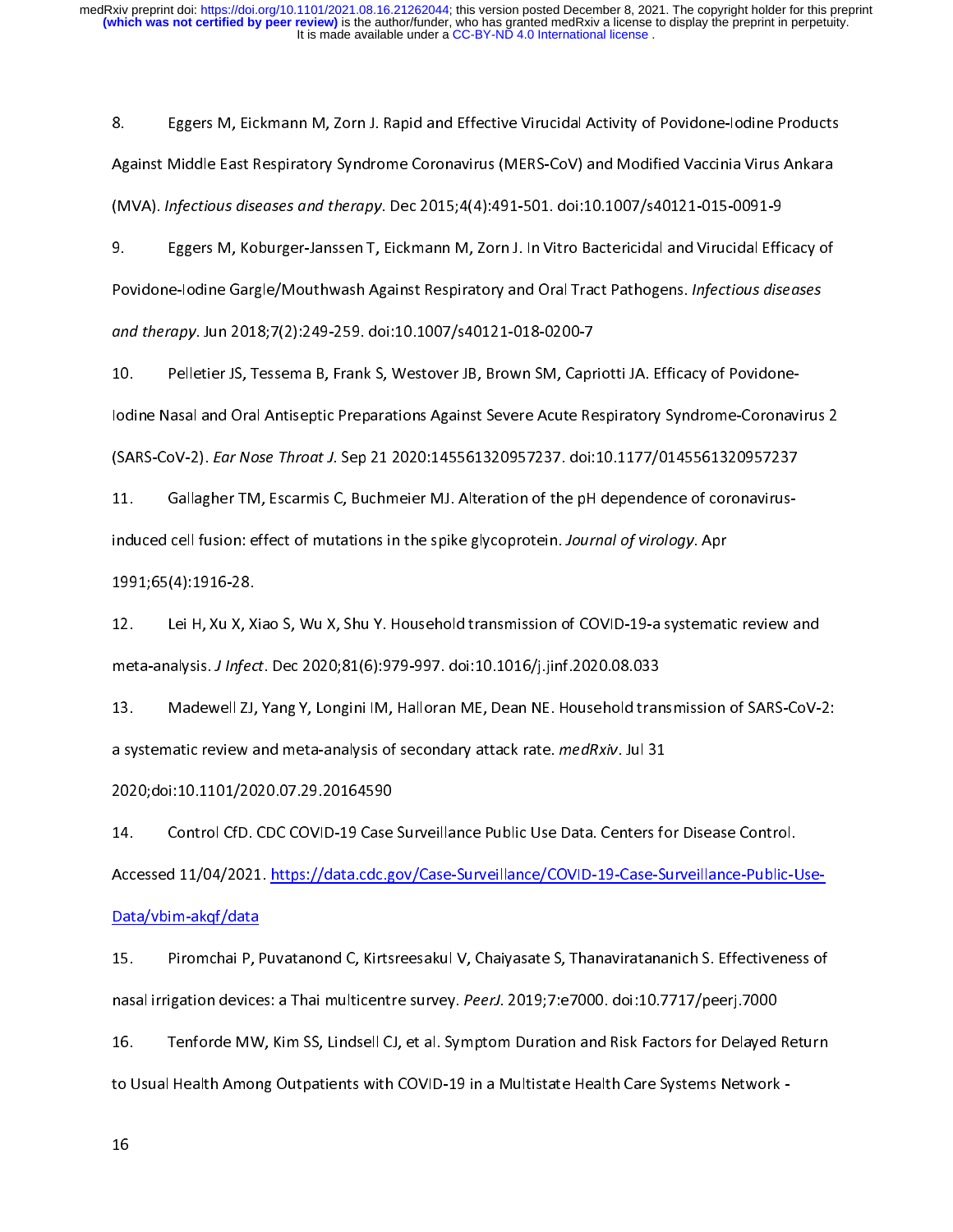8. Eggers M, Eickmann M, Zorn J. Rapid and Effective Virucidal Activity of Povidone-Iodine Products Against Middle East Respiratory Syndrome Coronavirus (MERS-CoV) and Modified Vaccinia Virus Ankara (MVA). *Infectious diseases and therapy*. Dec 2015;4(4):491-501. doi:10.1007/s40121-015-0091-9

9. Eggers M, Koburger-Janssen T, Eickmann M, Zorn J. In Vitro Bactericidal and Virucidal Efficacy of Povidone-Iodine Gargle/Mouthwash Against Respiratory and Oral Tract Pathogens. *Infectious diseases and therapy*. Jun 2018;7(2):249-259. doi:10.1007/s40121-018-0200-7

10. Pelletier JS, Tessema B, Frank S, Westover JB, Brown SM, Capriotti JA. Efficacy of Povidone-Iodine Nasal and Oral Antiseptic Preparations Against Severe Acute Respiratory Syndrome-Coronavirus 2 (SARS-CoV-2). *Ear Nose Throat J*. Sep 21 2020:145561320957237. doi:10.1177/0145561320957237

11. Gallagher TM, Escarmis C, Buchmeier MJ. Alteration of the pH dependence of coronavirus-induced cell fusion: effect of mutations in the spike glycoprotein. *Journal of virology*. Apr 1991;65(4):1916-28.

12. Lei H, Xu X, Xiao S, Wu X, Shu Y. Household transmission of COVID-19-a systematic review and meta-analysis. *J Infect*. Dec 2020;81(6):979-997. doi:10.1016/j.jinf.2020.08.033

13. Madewell ZJ, Yang Y, Longini IM, Halloran ME, Dean NE. Household transmission of SARS-CoV-2: a systematic review and meta-analysis of secondary attack rate. *medRxiv*. Jul 31 2020;doi:10.1101/2020.07.29.20164590

14. Control CfD. CDC COVID-19 Case Surveillance Public Use Data. Centers for Disease Control. Accessed 11/04/2021. https://data.cdc.gov/Case-Surveillance/COVID-19-Case-Surveillance-Public-Use-Data/vbim-akqf/data

15. Piromchai P, Puvatanond C, Kirtsreesakul V, Chaiyasate S, Thanaviratananich S. Effectiveness of nasal irrigation devices: a Thai multicentre survey. *PeerJ*. 2019;7:e7000. doi:10.7717/peerj.7000

16. Tenforde MW, Kim SS, Lindsell CJ, et al. Symptom Duration and Risk Factors for Delayed Return to Usual Health Among Outpatients with COVID-19 in a Multistate Health Care Systems Network -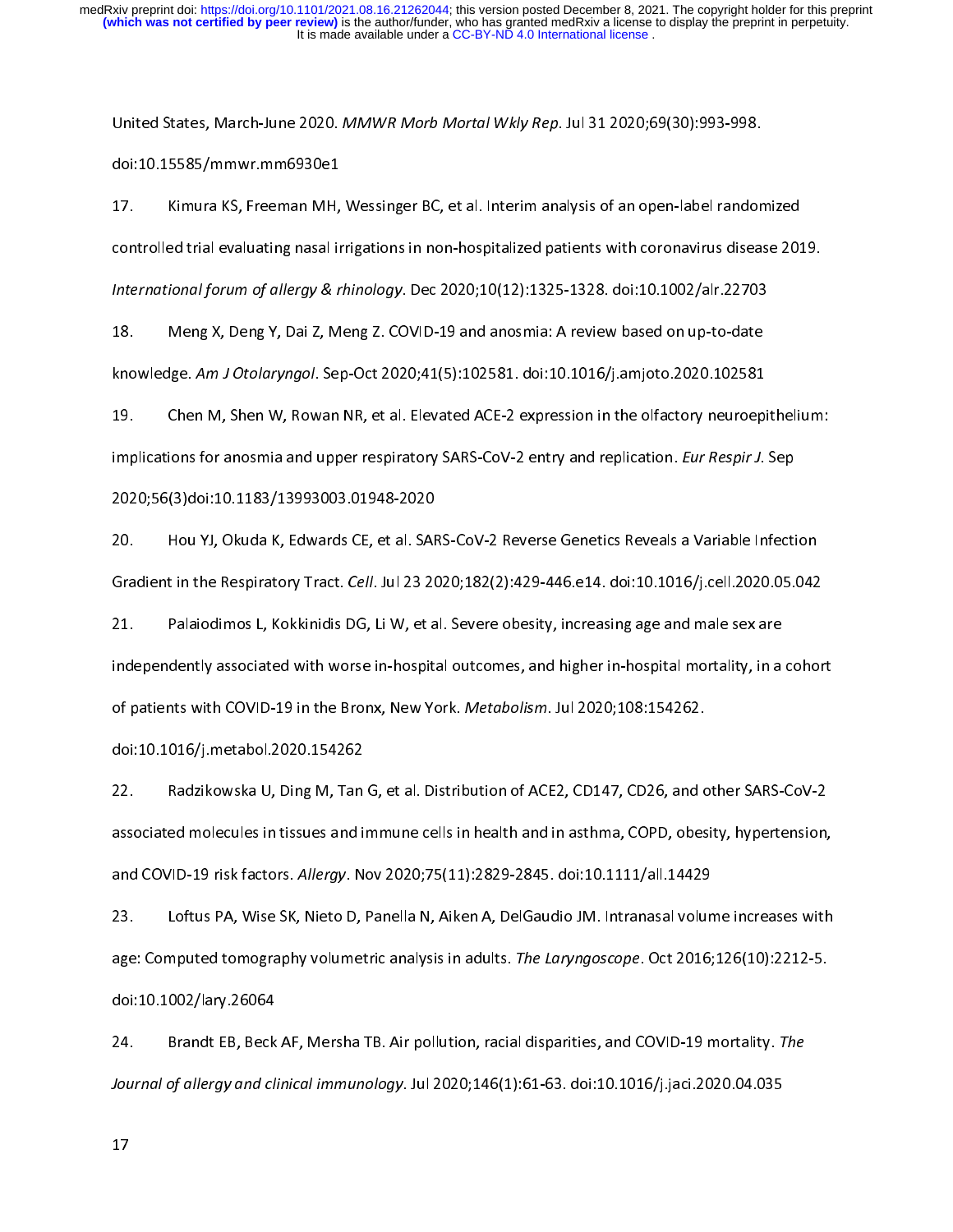United States, March-June 2020. *MMWR Morb Mortal Wkly Rep*. Jul 31 2020;69(30):993-998. doi:10.15585/mmwr.mm6930e1

17. Kimura KS, Freeman MH, Wessinger BC, et al. Interim analysis of an open-label randomized controlled trial evaluating nasal irrigations in non-hospitalized patients with coronavirus disease 2019. *International forum of allergy & rhinology*. Dec 2020;10(12):1325-1328. doi:10.1002/alr.22703

18. Meng X, Deng Y, Dai Z, Meng Z. COVID-19 and anosmia: A review based on up-to-date knowledge. *Am J Otolaryngol*. Sep-Oct 2020;41(5):102581. doi:10.1016/j.amjoto.2020.102581

19. Chen M, Shen W, Rowan NR, et al. Elevated ACE-2 expression in the olfactory neuroepithelium: implications for anosmia and upper respiratory SARS-CoV-2 entry and replication. *Eur Respir J*. Sep 2020;56(3)doi:10.1183/13993003.01948-2020

20. Hou YJ, Okuda K, Edwards CE, et al. SARS-CoV-2 Reverse Genetics Reveals a Variable Infection Gradient in the Respiratory Tract. *Cell*. Jul 23 2020;182(2):429-446.e14. doi:10.1016/j.cell.2020.05.042

21. Palaiodimos L, Kokkinidis DG, Li W, et al. Severe obesity, increasing age and male sex are independently associated with worse in-hospital outcomes, and higher in-hospital mortality, in a cohort of patients with COVID-19 in the Bronx, New York. *Metabolism*. Jul 2020;108:154262. doi:10.1016/j.metabol.2020.154262

22. Radzikowska U, Ding M, Tan G, et al. Distribution of ACE2, CD147, CD26, and other SARS-CoV-2 associated molecules in tissues and immune cells in health and in asthma, COPD, obesity, hypertension, and COVID-19 risk factors. *Allergy*. Nov 2020;75(11):2829-2845. doi:10.1111/all.14429

23. Loftus PA, Wise SK, Nieto D, Panella N, Aiken A, DelGaudio JM. Intranasal volume increases with age: Computed tomography volumetric analysis in adults. *The Laryngoscope*. Oct 2016;126(10):2212-5. doi:10.1002/lary.26064

24. Brandt EB, Beck AF, Mersha TB. Air pollution, racial disparities, and COVID-19 mortality. *The Journal of allergy and clinical immunology*. Jul 2020;146(1):61-63. doi:10.1016/j.jaci.2020.04.035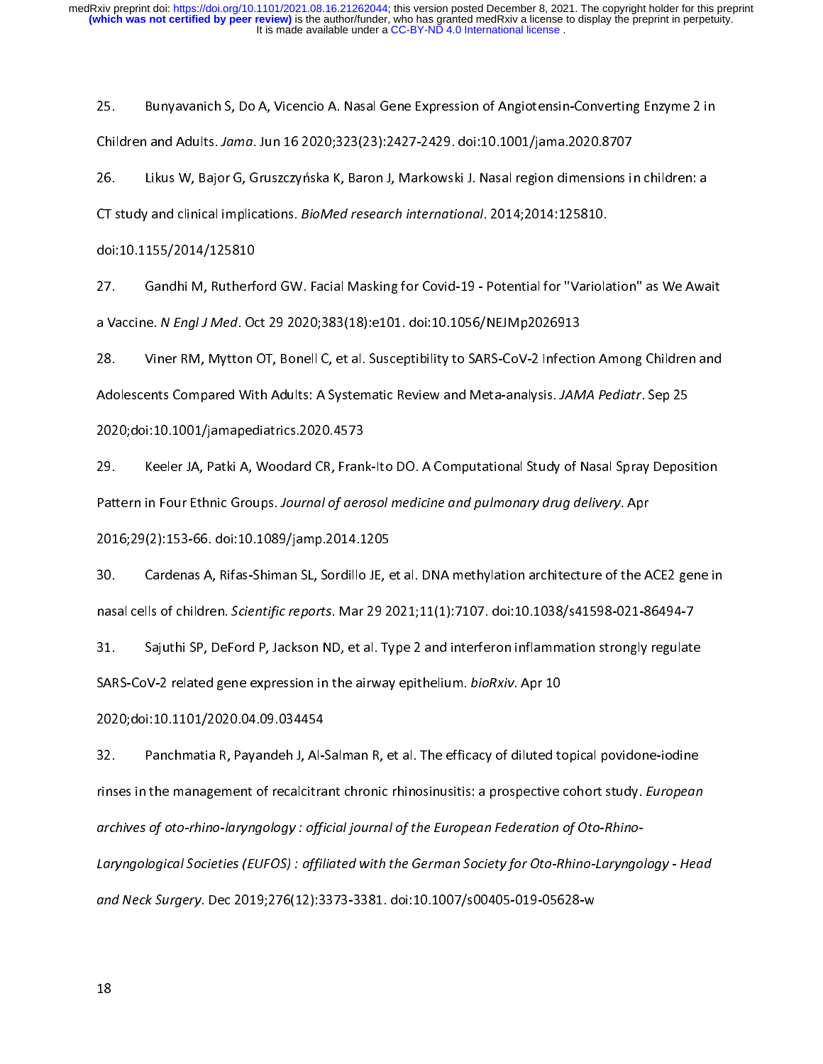25. Bunyavanich S, Do A, Vicencio A. Nasal Gene Expression of Angiotensin-Converting Enzyme 2 in Children and Adults. *Jama*. Jun 16 2020;323(23):2427-2429. doi:10.1001/jama.2020.8707

26. Likus W, Bajor G, Gruszczyńska K, Baron J, Markowski J. Nasal region dimensions in children: a CT study and clinical implications. *BioMed research international*. 2014;2014:125810. doi:10.1155/2014/125810

27. Gandhi M, Rutherford GW. Facial Masking for Covid-19 - Potential for "Variolation" as We Await a Vaccine. *N Engl J Med*. Oct 29 2020;383(18):e101. doi:10.1056/NEJMp2026913

28. Viner RM, Mytton OT, Bonell C, et al. Susceptibility to SARS-CoV-2 Infection Among Children and Adolescents Compared With Adults: A Systematic Review and Meta-analysis. *JAMA Pediatr*. Sep 25 2020;doi:10.1001/jamapediatrics.2020.4573

29. Keeler JA, Patki A, Woodard CR, Frank-Ito DO. A Computational Study of Nasal Spray Deposition Pattern in Four Ethnic Groups. *Journal of aerosol medicine and pulmonary drug delivery*. Apr 2016;29(2):153-66. doi:10.1089/jamp.2014.1205

30. Cardenas A, Rifas-Shiman SL, Sordillo JE, et al. DNA methylation architecture of the ACE2 gene in nasal cells of children. *Scientific reports*. Mar 29 2021;11(1):7107. doi:10.1038/s41598-021-86494-7

31. Sajuthi SP, DeFord P, Jackson ND, et al. Type 2 and interferon inflammation strongly regulate SARS-CoV-2 related gene expression in the airway epithelium. *bioRxiv*. Apr 10 2020;doi:10.1101/2020.04.09.034454

32. Panchmatia R, Payandeh J, Al-Salman R, et al. The efficacy of diluted topical povidone-iodine rinses in the management of recalcitrant chronic rhinosinusitis: a prospective cohort study. *European archives of oto-rhino-laryngology : official journal of the European Federation of Oto-Rhino-Laryngological Societies (EUFOS) : affiliated with the German Society for Oto-Rhino-Laryngology - Head and Neck Surgery*. Dec 2019;276(12):3373-3381. doi:10.1007/s00405-019-05628-w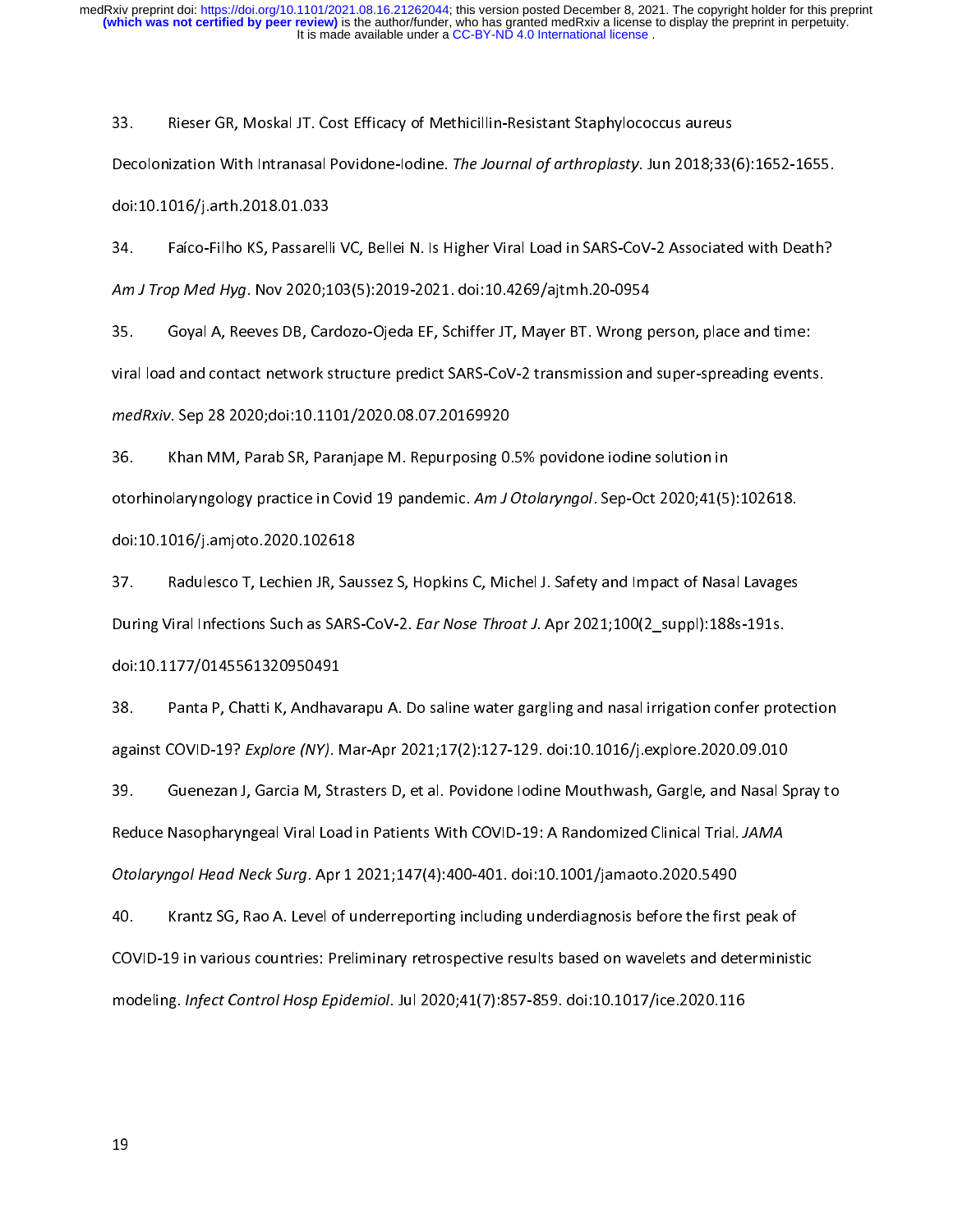33. Rieser GR, Moskal JT. Cost Efficacy of Methicillin-Resistant Staphylococcus aureus Decolonization With Intranasal Povidone-Iodine. *The Journal of arthroplasty*. Jun 2018;33(6):1652-1655. doi:10.1016/j.arth.2018.01.033

34. Faíco-Filho KS, Passarelli VC, Bellei N. Is Higher Viral Load in SARS-CoV-2 Associated with Death? *Am J Trop Med Hyg*. Nov 2020;103(5):2019-2021. doi:10.4269/ajtmh.20-0954

35. Goyal A, Reeves DB, Cardozo-Ojeda EF, Schiffer JT, Mayer BT. Wrong person, place and time: viral load and contact network structure predict SARS-CoV-2 transmission and super-spreading events. *medRxiv*. Sep 28 2020;doi:10.1101/2020.08.07.20169920

36. Khan MM, Parab SR, Paranjape M. Repurposing 0.5% povidone iodine solution in otorhinolaryngology practice in Covid 19 pandemic. *Am J Otolaryngol*. Sep-Oct 2020;41(5):102618. doi:10.1016/j.amjoto.2020.102618

37. Radulesco T, Lechien JR, Saussez S, Hopkins C, Michel J. Safety and Impact of Nasal Lavages During Viral Infections Such as SARS-CoV-2. *Ear Nose Throat J*. Apr 2021;100(2_suppl):188s-191s. doi:10.1177/0145561320950491

38. Panta P, Chatti K, Andhavarapu A. Do saline water gargling and nasal irrigation confer protection against COVID-19? *Explore (NY)*. Mar-Apr 2021;17(2):127-129. doi:10.1016/j.explore.2020.09.010

39. Guenezan J, Garcia M, Strasters D, et al. Povidone Iodine Mouthwash, Gargle, and Nasal Spray to Reduce Nasopharyngeal Viral Load in Patients With COVID-19: A Randomized Clinical Trial. *JAMA Otolaryngol Head Neck Surg*. Apr 1 2021;147(4):400-401. doi:10.1001/jamaoto.2020.5490

40. Krantz SG, Rao A. Level of underreporting including underdiagnosis before the first peak of COVID-19 in various countries: Preliminary retrospective results based on wavelets and deterministic modeling. *Infect Control Hosp Epidemiol*. Jul 2020;41(7):857-859. doi:10.1017/ice.2020.116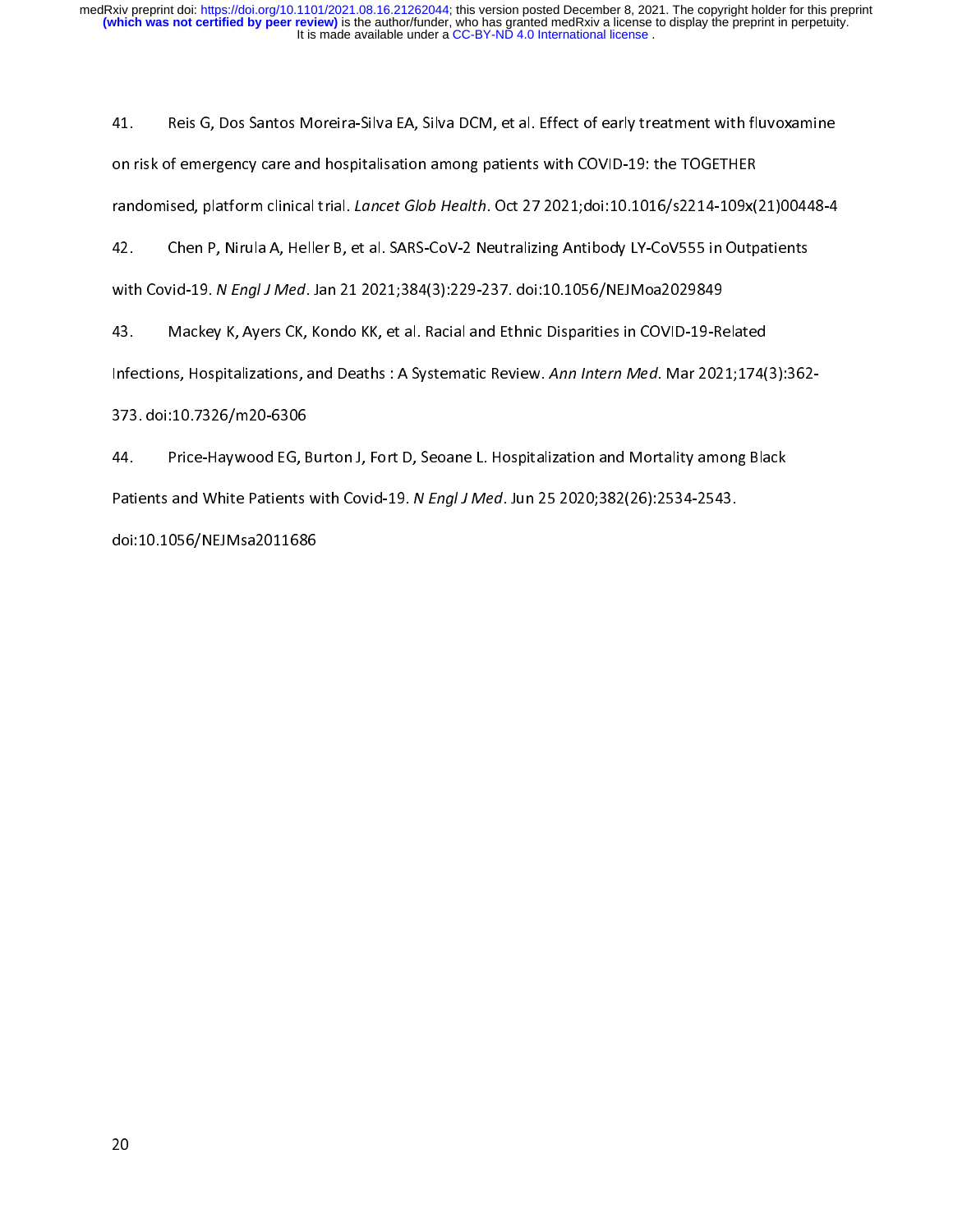41. Reis G, Dos Santos Moreira-Silva EA, Silva DCM, et al. Effect of early treatment with fluvoxamine on risk of emergency care and hospitalisation among patients with COVID-19: the TOGETHER randomised, platform clinical trial. *Lancet Glob Health*. Oct 27 2021;doi:10.1016/s2214-109x(21)00448-4

42. Chen P, Nirula A, Heller B, et al. SARS-CoV-2 Neutralizing Antibody LY-CoV555 in Outpatients with Covid-19. *N Engl J Med*. Jan 21 2021;384(3):229-237. doi:10.1056/NEJMoa2029849

43. Mackey K, Ayers CK, Kondo KK, et al. Racial and Ethnic Disparities in COVID-19-Related Infections, Hospitalizations, and Deaths : A Systematic Review. *Ann Intern Med*. Mar 2021;174(3):362-373. doi:10.7326/m20-6306

44. Price-Haywood EG, Burton J, Fort D, Seoane L. Hospitalization and Mortality among Black Patients and White Patients with Covid-19. *N Engl J Med*. Jun 25 2020;382(26):2534-2543. doi:10.1056/NEJMsa2011686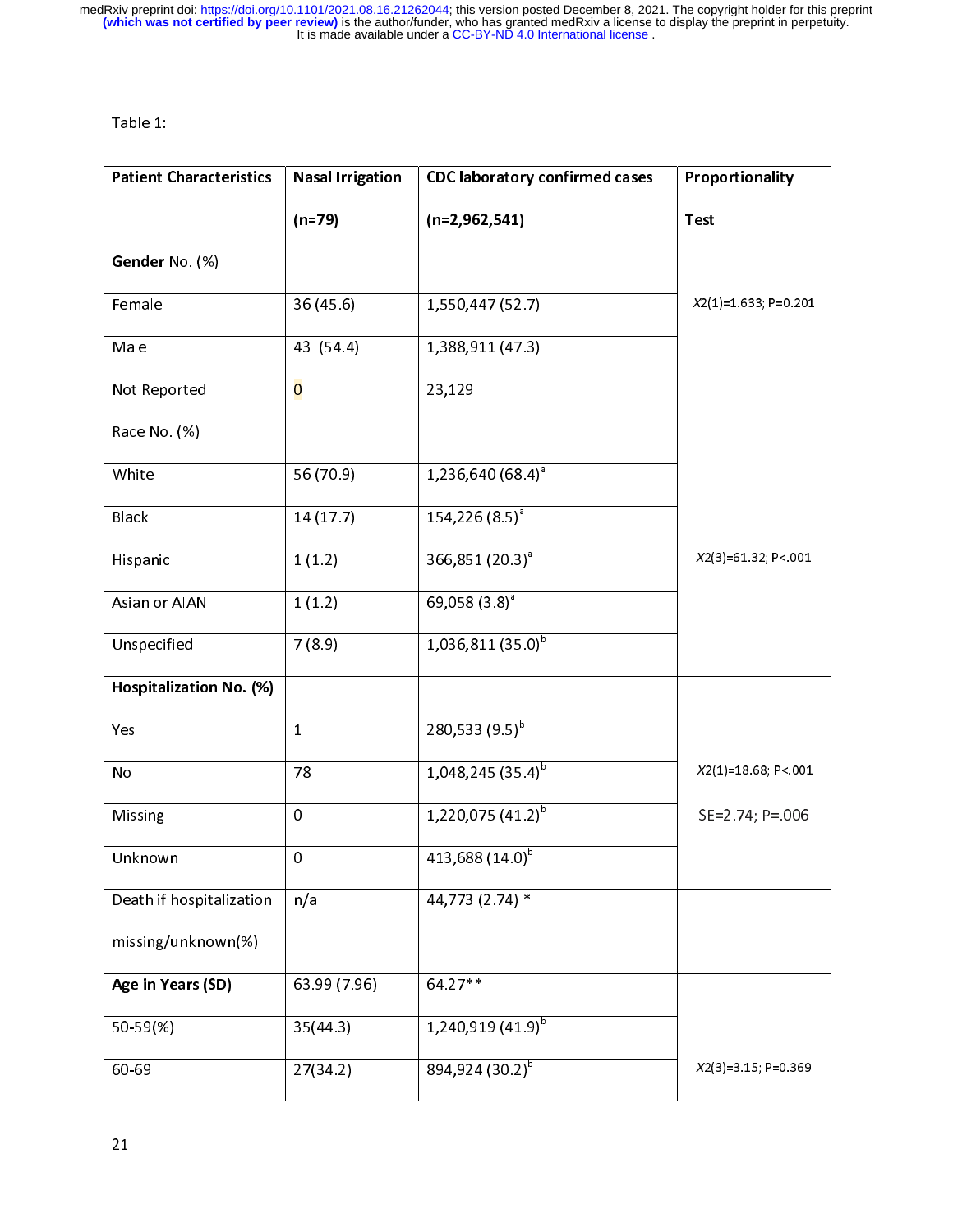Table 1:

| Patient Characteristics | Nasal Irrigation (n=79) | CDC laboratory confirmed cases (n=2,962,541) | Proportionality Test |
|---|---|---|---|
| **Gender** No. (%) | | | |
| Female | 36 (45.6) | 1,550,447 (52.7) | $X2(1)=1.633$; P=0.201 |
| Male | 43 (54.4) | 1,388,911 (47.3) | |
| Not Reported | 0 | 23,129 | |
| Race No. (%) | | | |
| White | 56 (70.9) | 1,236,640 (68.4)[a] | |
| Black | 14 (17.7) | 154,226 (8.5)[a] | |
| Hispanic | 1 (1.2) | 366,851 (20.3)[a] | $X2(3)=61.32$; P<.001 |
| Asian or AIAN | 1 (1.2) | 69,058 (3.8)[a] | |
| Unspecified | 7 (8.9) | 1,036,811 (35.0)[b] | |
| **Hospitalization No. (%)** | | | |
| Yes | 1 | 280,533 (9.5)[b] | |
| No | 78 | 1,048,245 (35.4)[b] | $X2(1)=18.68$; P<.001 |
| Missing | 0 | 1,220,075 (41.2)[b] | SE=2.74; P=.006 |
| Unknown | 0 | 413,688 (14.0)[b] | |
| Death if hospitalization missing/unknown(%) | n/a | 44,773 (2.74) * | |
| **Age in Years (SD)** | 63.99 (7.96) | 64.27** | |
| 50-59(%) | 35(44.3) | 1,240,919 (41.9)[b] | |
| 60-69 | 27(34.2) | 894,924 (30.2)[b] | $X2(3)=3.15$; P=0.369 |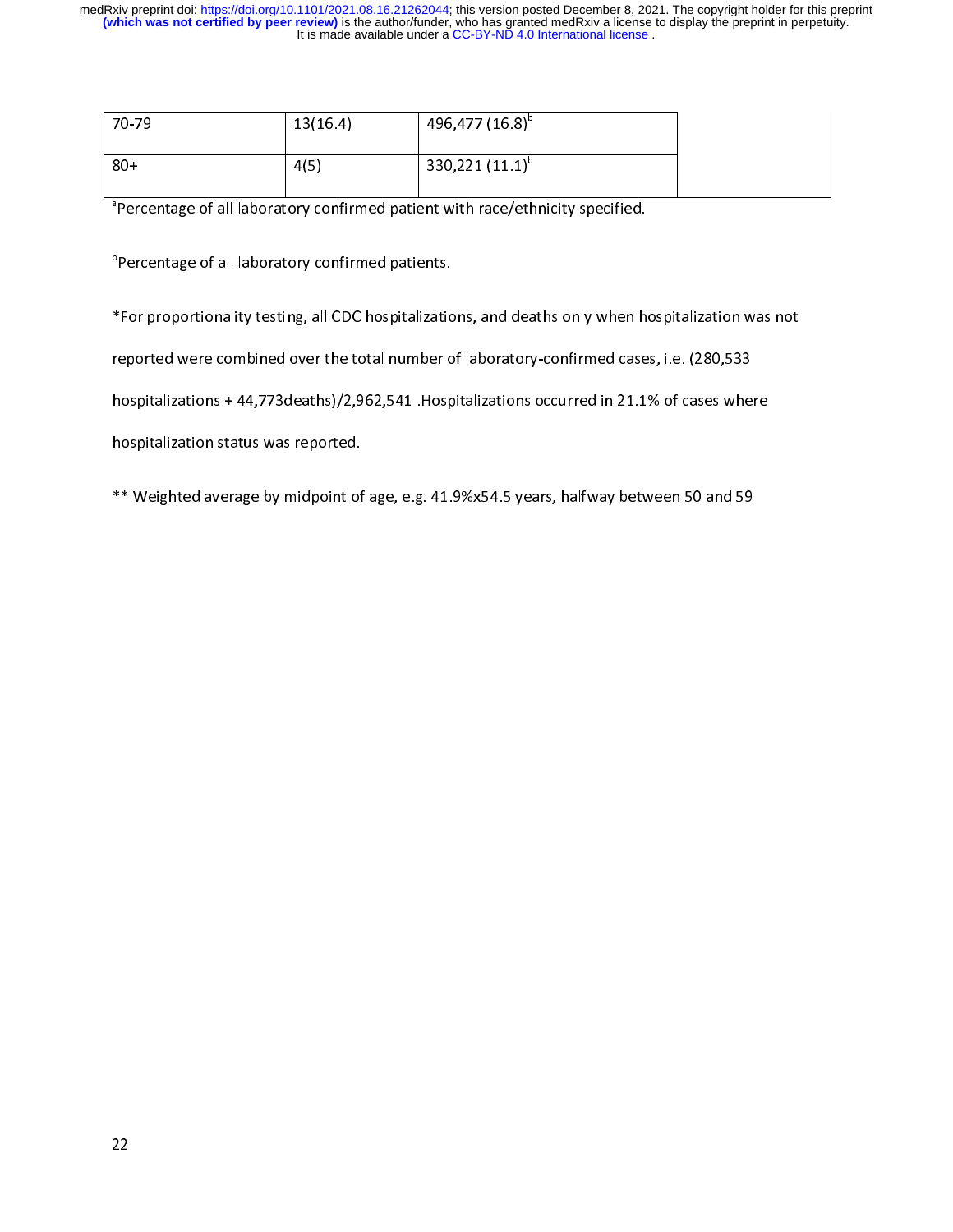| 70-79 | 13(16.4) | 496,477 (16.8)[b] | |
|---|---|---|---|
| 80+ | 4(5) | 330,221 (11.1)[b] | |

[a]Percentage of all laboratory confirmed patient with race/ethnicity specified.

[b]Percentage of all laboratory confirmed patients.

*For proportionality testing, all CDC hospitalizations, and deaths only when hospitalization was not reported were combined over the total number of laboratory-confirmed cases, i.e. (280,533 hospitalizations + 44,773deaths)/2,962,541 .Hospitalizations occurred in 21.1% of cases where hospitalization status was reported.

** Weighted average by midpoint of age, e.g. 41.9%x54.5 years, halfway between 50 and 59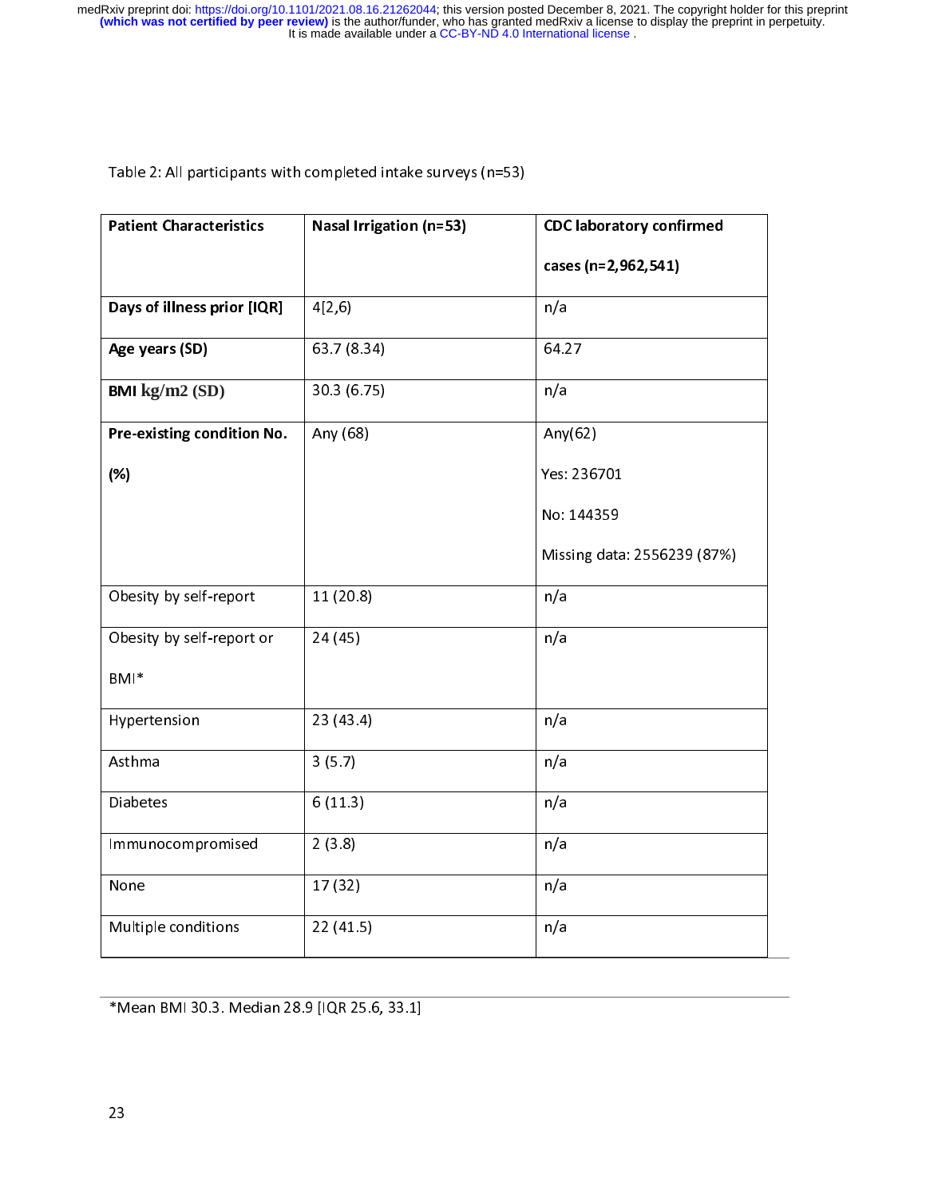Table 2: All participants with completed intake surveys (n=53)

| Patient Characteristics | Nasal Irrigation (n=53) | CDC laboratory confirmed cases (n=2,962,541) |
|---|---|---|
| **Days of illness prior [IQR]** | 4[2,6) | n/a |
| **Age years (SD)** | 63.7 (8.34) | 64.27 |
| **BMI kg/m2 (SD)** | 30.3 (6.75) | n/a |
| **Pre-existing condition No. (%)** | Any (68) | Any(62)<br>Yes: 236701<br>No: 144359<br>Missing data: 2556239 (87%) |
| Obesity by self-report | 11 (20.8) | n/a |
| Obesity by self-report or BMI* | 24 (45) | n/a |
| Hypertension | 23 (43.4) | n/a |
| Asthma | 3 (5.7) | n/a |
| Diabetes | 6 (11.3) | n/a |
| Immunocompromised | 2 (3.8) | n/a |
| None | 17 (32) | n/a |
| Multiple conditions | 22 (41.5) | n/a |

*Mean BMI 30.3. Median 28.9 [IQR 25.6, 33.1]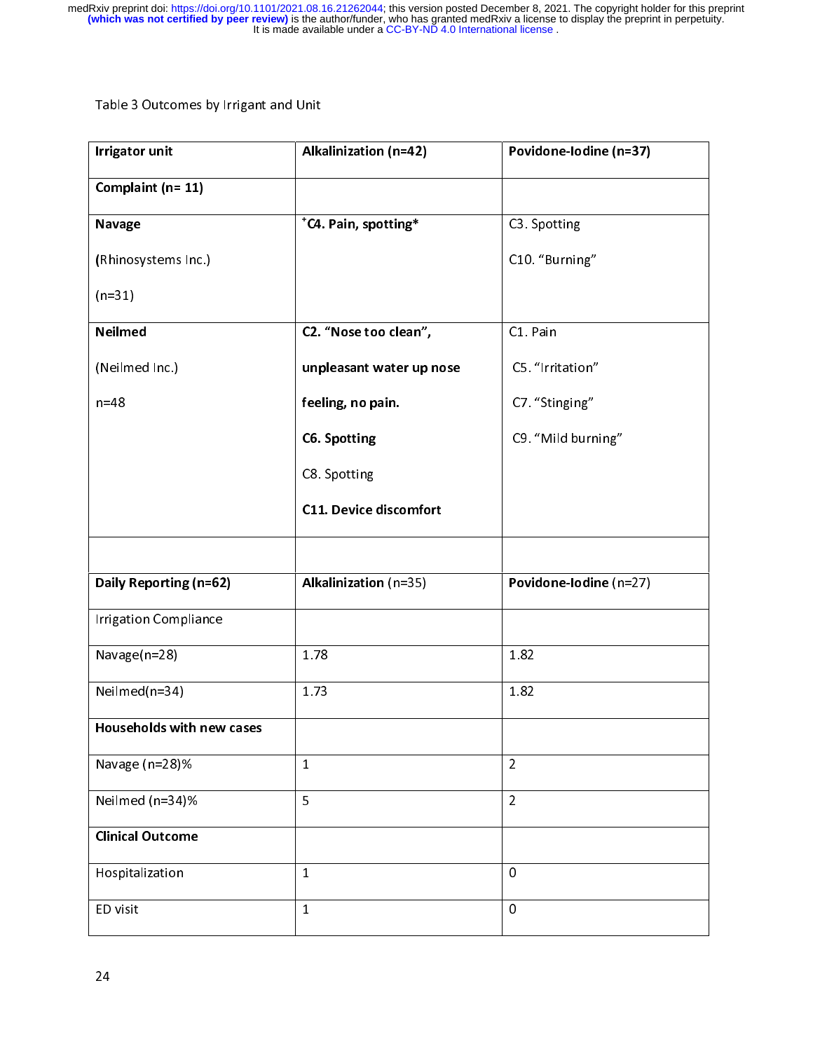Table 3 Outcomes by Irrigant and Unit

| **Irrigator unit** | **Alkalinization (n=42)** | **Povidone-Iodine (n=37)** |
|---|---|---|
| **Complaint (n= 11)** | | |
| **Navage**<br><br>**(**Rhinosystems Inc.)<br><br>(n=31) | [+]**C4. Pain, spotting*** | C3. Spotting<br><br>C10. "Burning" |
| **Neilmed**<br><br>(Neilmed Inc.)<br><br>n=48 | **C2. "Nose too clean",**<br><br>**unpleasant water up nose**<br><br>**feeling, no pain.**<br><br>**C6. Spotting**<br><br>C8. Spotting<br><br>**C11. Device discomfort** | C1. Pain<br><br>C5. "Irritation"<br><br>C7. "Stinging"<br><br>C9. "Mild burning" |
| | | |
| **Daily Reporting (n=62)** | **Alkalinization** (n=35) | **Povidone-Iodine** (n=27) |
| Irrigation Compliance | | |
| Navage(n=28) | 1.78 | 1.82 |
| Neilmed(n=34) | 1.73 | 1.82 |
| **Households with new cases** | | |
| Navage (n=28)% | 1 | 2 |
| Neilmed (n=34)% | 5 | 2 |
| **Clinical Outcome** | | |
| Hospitalization | 1 | 0 |
| ED visit | 1 | 0 |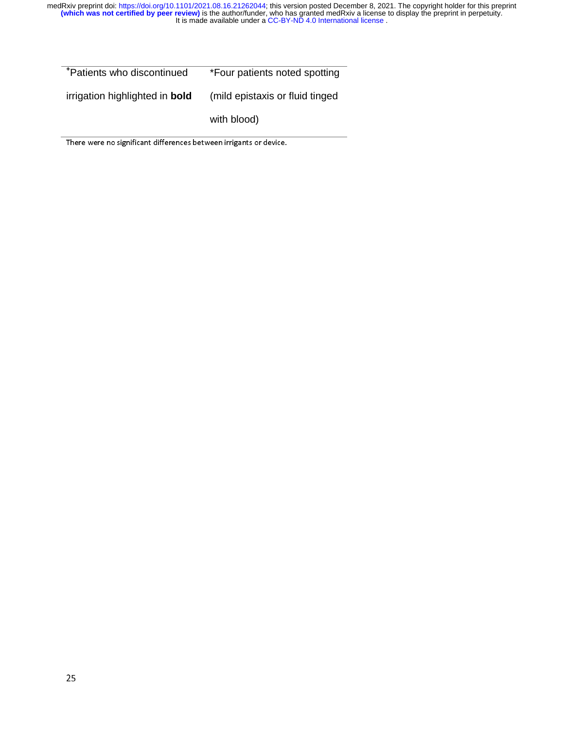| ⁺Patients who discontinued irrigation highlighted in **bold** | *Four patients noted spotting (mild epistaxis or fluid tinged with blood) |
|---|---|

There were no significant differences between irrigants or device.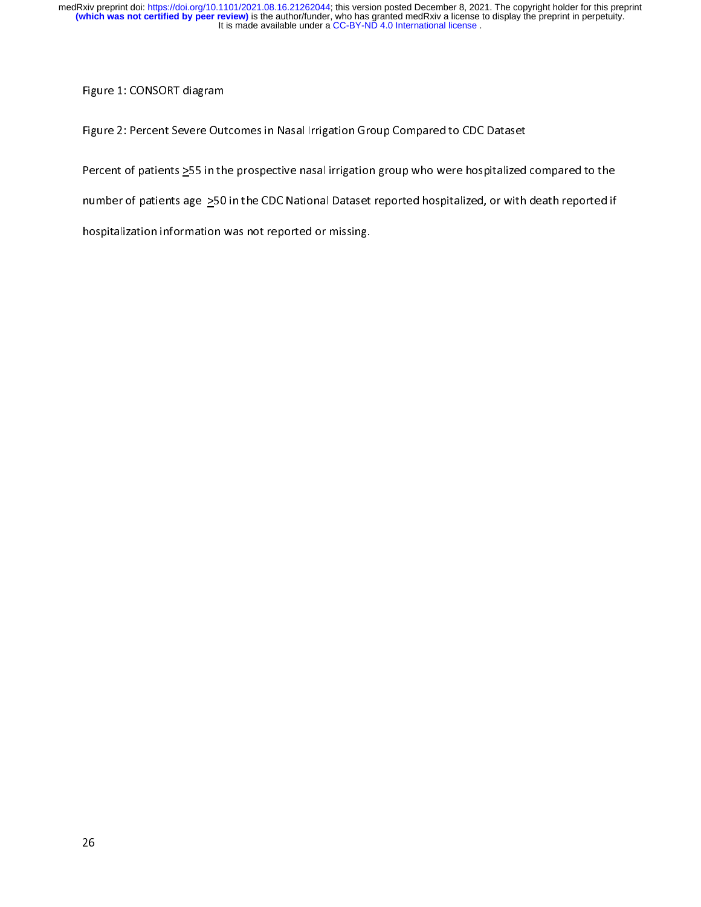Figure 1: CONSORT diagram

Figure 2: Percent Severe Outcomes in Nasal Irrigation Group Compared to CDC Dataset

Percent of patients $\geq$55 in the prospective nasal irrigation group who were hospitalized compared to the number of patients age $\geq$50 in the CDC National Dataset reported hospitalized, or with death reported if hospitalization information was not reported or missing.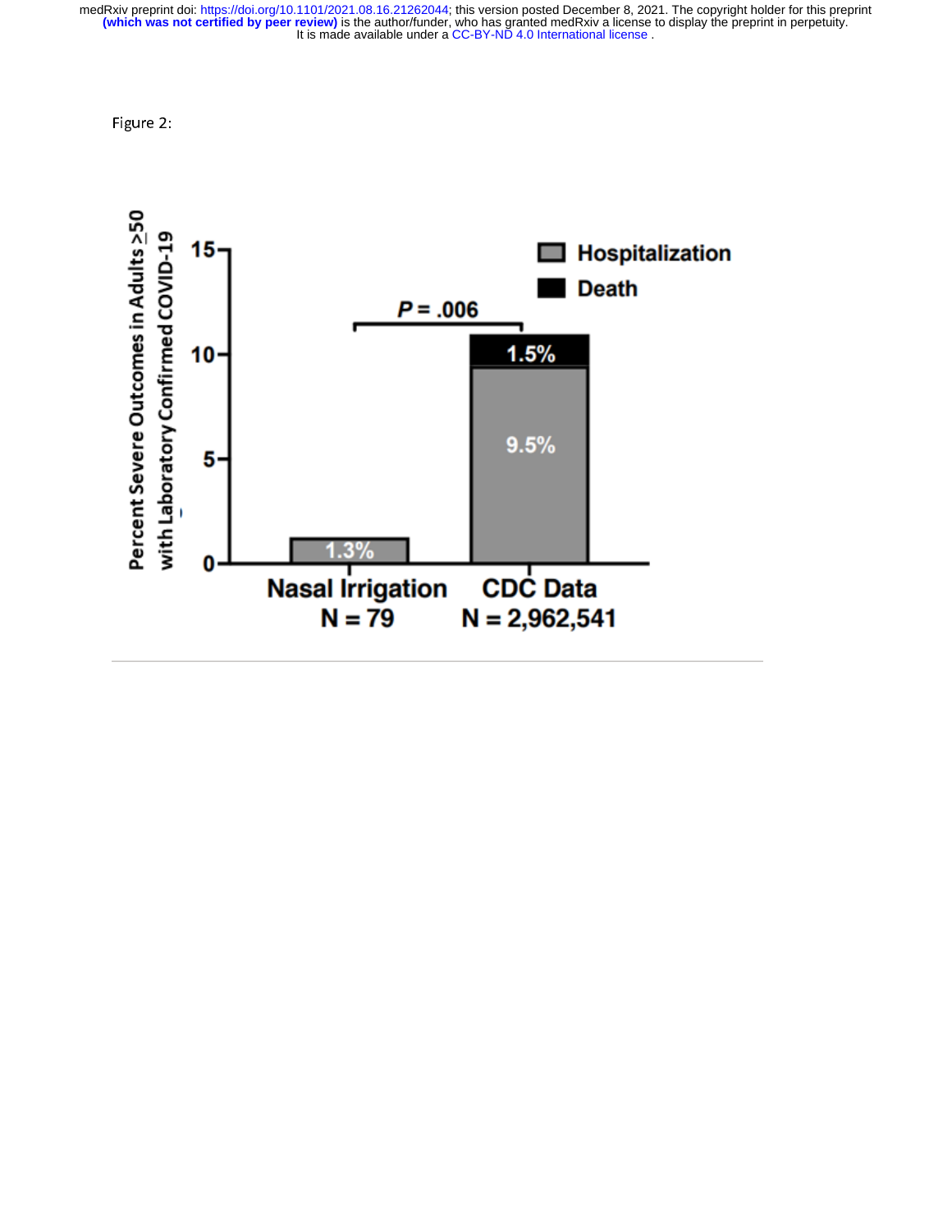Figure 2:

Percent Severe Outcomes in Adults ≥50 with Laboratory Confirmed COVID-19

- Hospitalization
- Death

$P$ = .006

| | Hospitalization | Death |
|---|---|---|
| Nasal Irrigation N = 79 | 1.3% | |
| CDC Data N = 2,962,541 | 9.5% | 1.5% |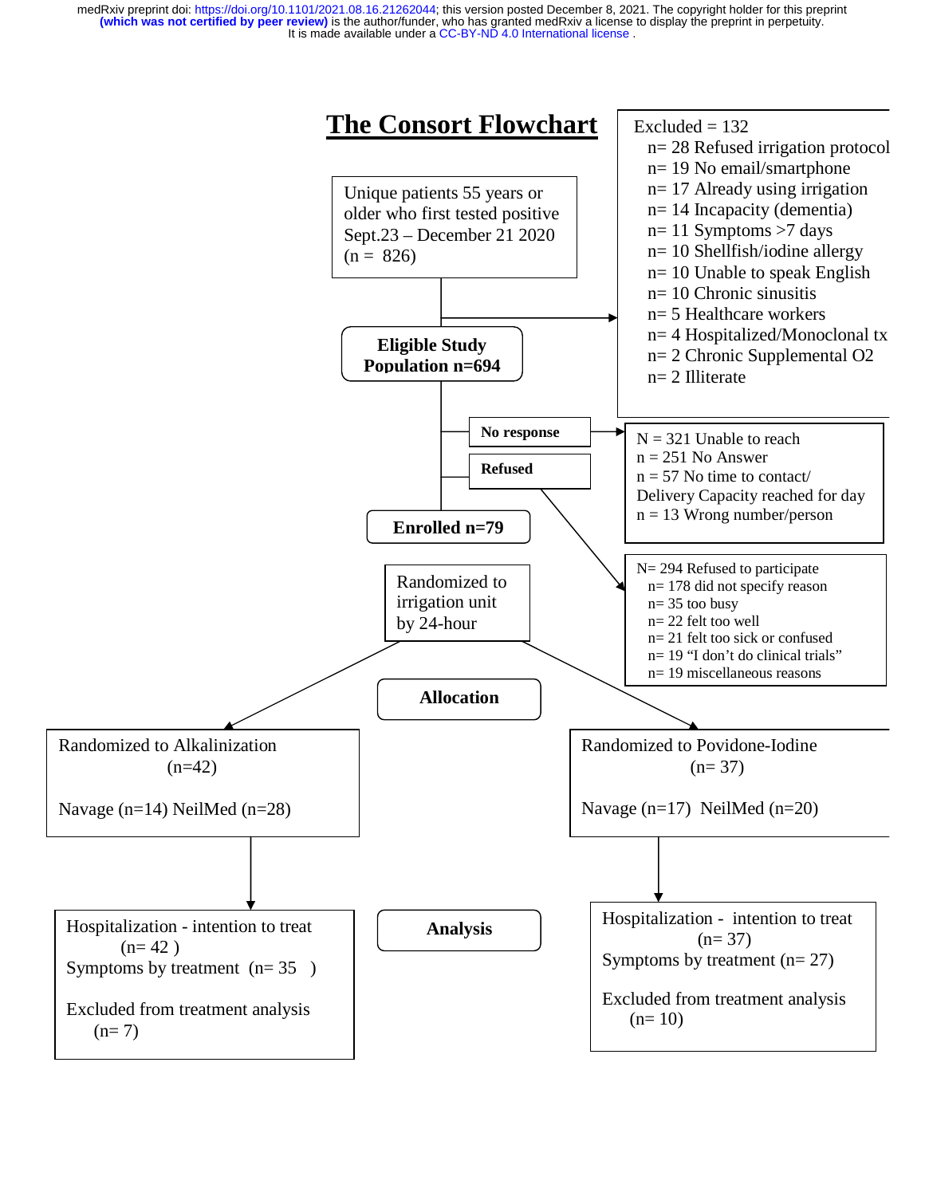# The Consort Flowchart

Unique patients 55 years or older who first tested positive Sept.23 – December 21 2020 (n = 826)

Excluded = 132
- n= 28 Refused irrigation protocol
- n= 19 No email/smartphone
- n= 17 Already using irrigation
- n= 14 Incapacity (dementia)
- n= 11 Symptoms >7 days
- n= 10 Shellfish/iodine allergy
- n= 10 Unable to speak English
- n= 10 Chronic sinusitis
- n= 5 Healthcare workers
- n= 4 Hospitalized/Monoclonal tx
- n= 2 Chronic Supplemental O2
- n= 2 Illiterate

**Eligible Study Population n=694**

**No response**

N = 321 Unable to reach
- n = 251 No Answer
- n = 57 No time to contact/ Delivery Capacity reached for day
- n = 13 Wrong number/person

**Refused**

N= 294 Refused to participate
- n= 178 did not specify reason
- n= 35 too busy
- n= 22 felt too well
- n= 21 felt too sick or confused
- n= 19 "I don't do clinical trials"
- n= 19 miscellaneous reasons

**Enrolled n=79**

Randomized to irrigation unit by 24-hour

**Allocation**

Randomized to Alkalinization (n=42)

Navage (n=14) NeilMed (n=28)

Randomized to Povidone-Iodine (n= 37)

Navage (n=17) NeilMed (n=20)

**Analysis**

Hospitalization - intention to treat (n= 42 )
Symptoms by treatment (n= 35 )

Excluded from treatment analysis (n= 7)

Hospitalization - intention to treat (n= 37)
Symptoms by treatment (n= 27)

Excluded from treatment analysis (n= 10)